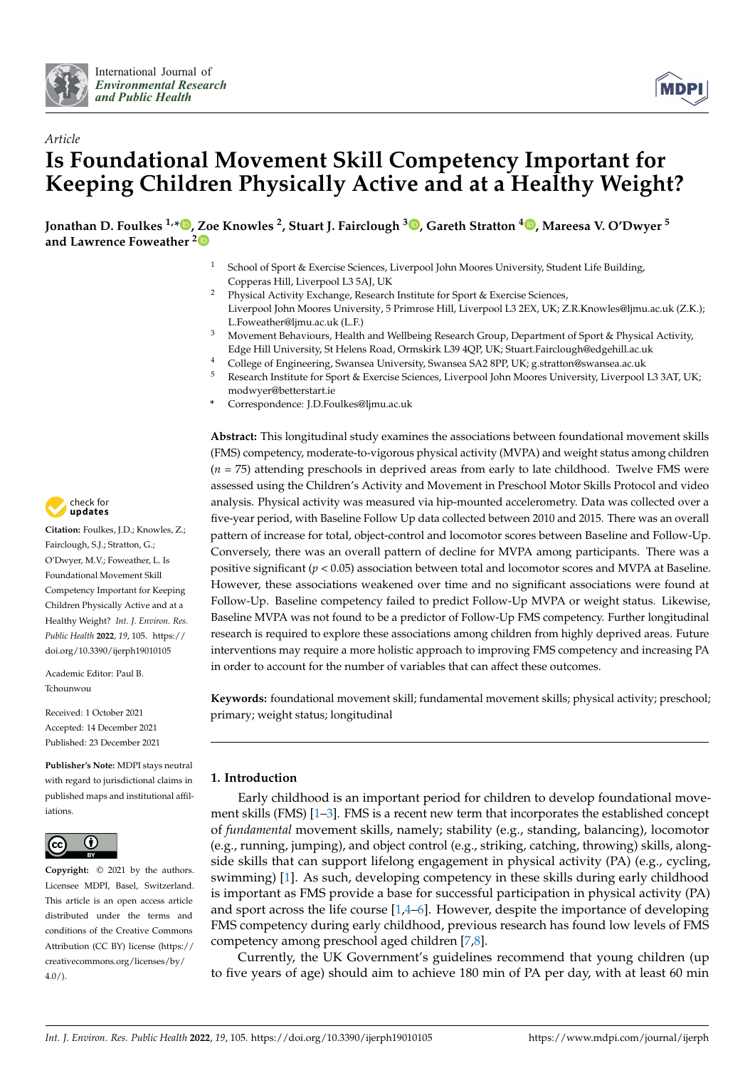*Article*

# Is Foundational Movement Skill Competency Important for Keeping Children Physically Active and at a Healthy Weight?

**Jonathan D. Foulkes [1,*], Zoe Knowles [2], Stuart J. Fairclough [3], Gareth Stratton [4], Mareesa V. O'Dwyer [5] and Lawrence Foweather [2]**

[1] School of Sport & Exercise Sciences, Liverpool John Moores University, Student Life Building, Copperas Hill, Liverpool L3 5AJ, UK
[2] Physical Activity Exchange, Research Institute for Sport & Exercise Sciences, Liverpool John Moores University, 5 Primrose Hill, Liverpool L3 2EX, UK; Z.R.Knowles@ljmu.ac.uk (Z.K.); L.Foweather@ljmu.ac.uk (L.F.)
[3] Movement Behaviours, Health and Wellbeing Research Group, Department of Sport & Physical Activity, Edge Hill University, St Helens Road, Ormskirk L39 4QP, UK; Stuart.Fairclough@edgehill.ac.uk
[4] College of Engineering, Swansea University, Swansea SA2 8PP, UK; g.stratton@swansea.ac.uk
[5] Research Institute for Sport & Exercise Sciences, Liverpool John Moores University, Liverpool L3 3AT, UK; modwyer@betterstart.ie
[*] Correspondence: J.D.Foulkes@ljmu.ac.uk

**Citation:** Foulkes, J.D.; Knowles, Z.; Fairclough, S.J.; Stratton, G.; O'Dwyer, M.V.; Foweather, L. Is Foundational Movement Skill Competency Important for Keeping Children Physically Active and at a Healthy Weight? *Int. J. Environ. Res. Public Health* **2022**, *19*, 105. https://doi.org/10.3390/ijerph19010105

Academic Editor: Paul B. Tchounwou

Received: 1 October 2021
Accepted: 14 December 2021
Published: 23 December 2021

**Publisher's Note:** MDPI stays neutral with regard to jurisdictional claims in published maps and institutional affiliations.

**Copyright:** © 2021 by the authors. Licensee MDPI, Basel, Switzerland. This article is an open access article distributed under the terms and conditions of the Creative Commons Attribution (CC BY) license (https://creativecommons.org/licenses/by/4.0/).

**Abstract:** This longitudinal study examines the associations between foundational movement skills (FMS) competency, moderate-to-vigorous physical activity (MVPA) and weight status among children ($n$ = 75) attending preschools in deprived areas from early to late childhood. Twelve FMS were assessed using the Children's Activity and Movement in Preschool Motor Skills Protocol and video analysis. Physical activity was measured via hip-mounted accelerometry. Data was collected over a five-year period, with Baseline Follow Up data collected between 2010 and 2015. There was an overall pattern of increase for total, object-control and locomotor scores between Baseline and Follow-Up. Conversely, there was an overall pattern of decline for MVPA among participants. There was a positive significant ($p < 0.05$) association between total and locomotor scores and MVPA at Baseline. However, these associations weakened over time and no significant associations were found at Follow-Up. Baseline competency failed to predict Follow-Up MVPA or weight status. Likewise, Baseline MVPA was not found to be a predictor of Follow-Up FMS competency. Further longitudinal research is required to explore these associations among children from highly deprived areas. Future interventions may require a more holistic approach to improving FMS competency and increasing PA in order to account for the number of variables that can affect these outcomes.

**Keywords:** foundational movement skill; fundamental movement skills; physical activity; preschool; primary; weight status; longitudinal

## 1. Introduction

Early childhood is an important period for children to develop foundational movement skills (FMS) [1–3]. FMS is a recent new term that incorporates the established concept of *fundamental* movement skills, namely; stability (e.g., standing, balancing), locomotor (e.g., running, jumping), and object control (e.g., striking, catching, throwing) skills, alongside skills that can support lifelong engagement in physical activity (PA) (e.g., cycling, swimming) [1]. As such, developing competency in these skills during early childhood is important as FMS provide a base for successful participation in physical activity (PA) and sport across the life course [1,4–6]. However, despite the importance of developing FMS competency during early childhood, previous research has found low levels of FMS competency among preschool aged children [7,8].

Currently, the UK Government's guidelines recommend that young children (up to five years of age) should aim to achieve 180 min of PA per day, with at least 60 min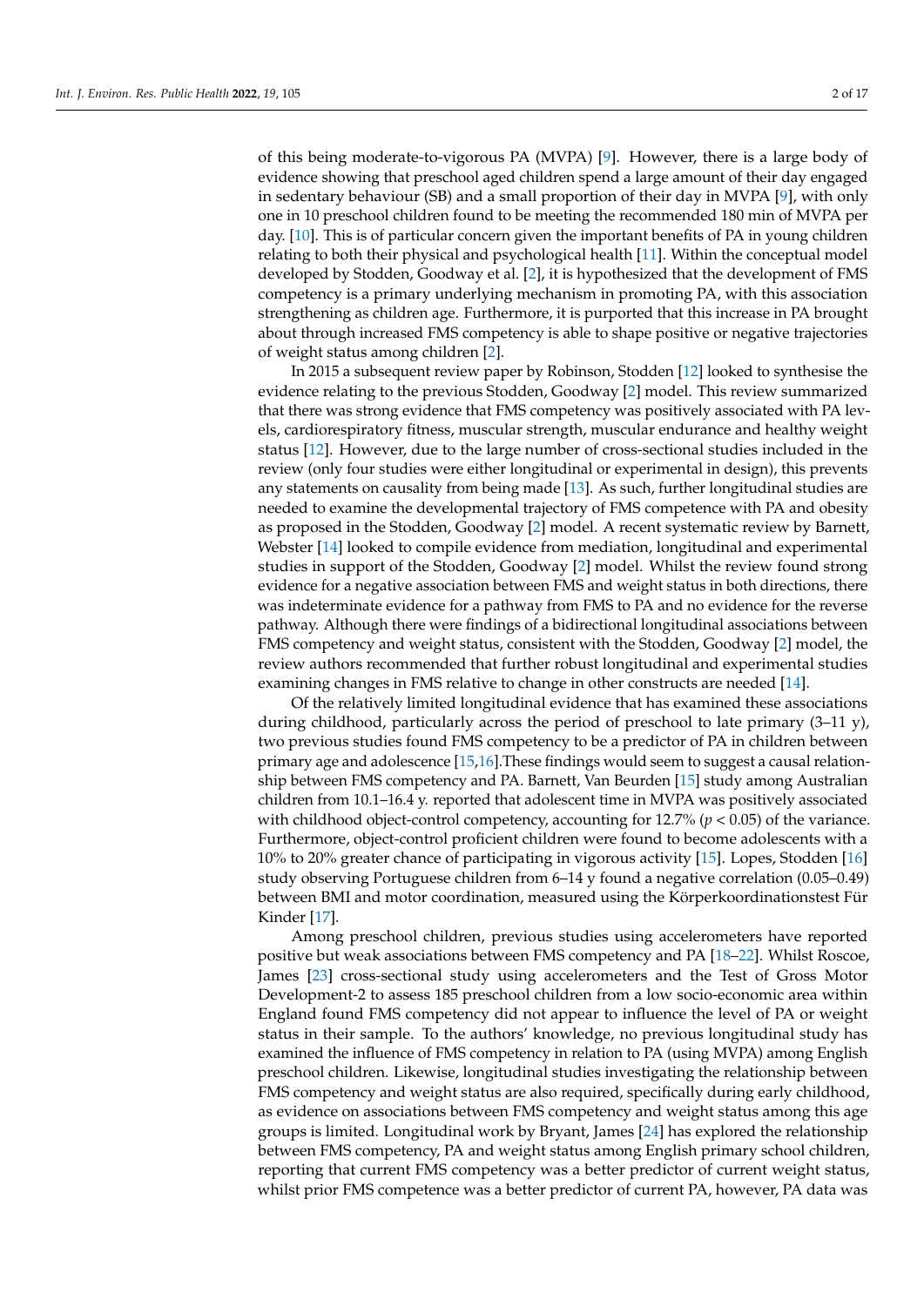of this being moderate-to-vigorous PA (MVPA) [9]. However, there is a large body of evidence showing that preschool aged children spend a large amount of their day engaged in sedentary behaviour (SB) and a small proportion of their day in MVPA [9], with only one in 10 preschool children found to be meeting the recommended 180 min of MVPA per day. [10]. This is of particular concern given the important benefits of PA in young children relating to both their physical and psychological health [11]. Within the conceptual model developed by Stodden, Goodway et al. [2], it is hypothesized that the development of FMS competency is a primary underlying mechanism in promoting PA, with this association strengthening as children age. Furthermore, it is purported that this increase in PA brought about through increased FMS competency is able to shape positive or negative trajectories of weight status among children [2].

In 2015 a subsequent review paper by Robinson, Stodden [12] looked to synthesise the evidence relating to the previous Stodden, Goodway [2] model. This review summarized that there was strong evidence that FMS competency was positively associated with PA levels, cardiorespiratory fitness, muscular strength, muscular endurance and healthy weight status [12]. However, due to the large number of cross-sectional studies included in the review (only four studies were either longitudinal or experimental in design), this prevents any statements on causality from being made [13]. As such, further longitudinal studies are needed to examine the developmental trajectory of FMS competence with PA and obesity as proposed in the Stodden, Goodway [2] model. A recent systematic review by Barnett, Webster [14] looked to compile evidence from mediation, longitudinal and experimental studies in support of the Stodden, Goodway [2] model. Whilst the review found strong evidence for a negative association between FMS and weight status in both directions, there was indeterminate evidence for a pathway from FMS to PA and no evidence for the reverse pathway. Although there were findings of a bidirectional longitudinal associations between FMS competency and weight status, consistent with the Stodden, Goodway [2] model, the review authors recommended that further robust longitudinal and experimental studies examining changes in FMS relative to change in other constructs are needed [14].

Of the relatively limited longitudinal evidence that has examined these associations during childhood, particularly across the period of preschool to late primary (3–11 y), two previous studies found FMS competency to be a predictor of PA in children between primary age and adolescence [15,16].These findings would seem to suggest a causal relationship between FMS competency and PA. Barnett, Van Beurden [15] study among Australian children from 10.1–16.4 y. reported that adolescent time in MVPA was positively associated with childhood object-control competency, accounting for 12.7% ($p < 0.05$) of the variance. Furthermore, object-control proficient children were found to become adolescents with a 10% to 20% greater chance of participating in vigorous activity [15]. Lopes, Stodden [16] study observing Portuguese children from 6–14 y found a negative correlation (0.05–0.49) between BMI and motor coordination, measured using the Körperkoordinationstest Für Kinder [17].

Among preschool children, previous studies using accelerometers have reported positive but weak associations between FMS competency and PA [18–22]. Whilst Roscoe, James [23] cross-sectional study using accelerometers and the Test of Gross Motor Development-2 to assess 185 preschool children from a low socio-economic area within England found FMS competency did not appear to influence the level of PA or weight status in their sample. To the authors' knowledge, no previous longitudinal study has examined the influence of FMS competency in relation to PA (using MVPA) among English preschool children. Likewise, longitudinal studies investigating the relationship between FMS competency and weight status are also required, specifically during early childhood, as evidence on associations between FMS competency and weight status among this age groups is limited. Longitudinal work by Bryant, James [24] has explored the relationship between FMS competency, PA and weight status among English primary school children, reporting that current FMS competency was a better predictor of current weight status, whilst prior FMS competence was a better predictor of current PA, however, PA data was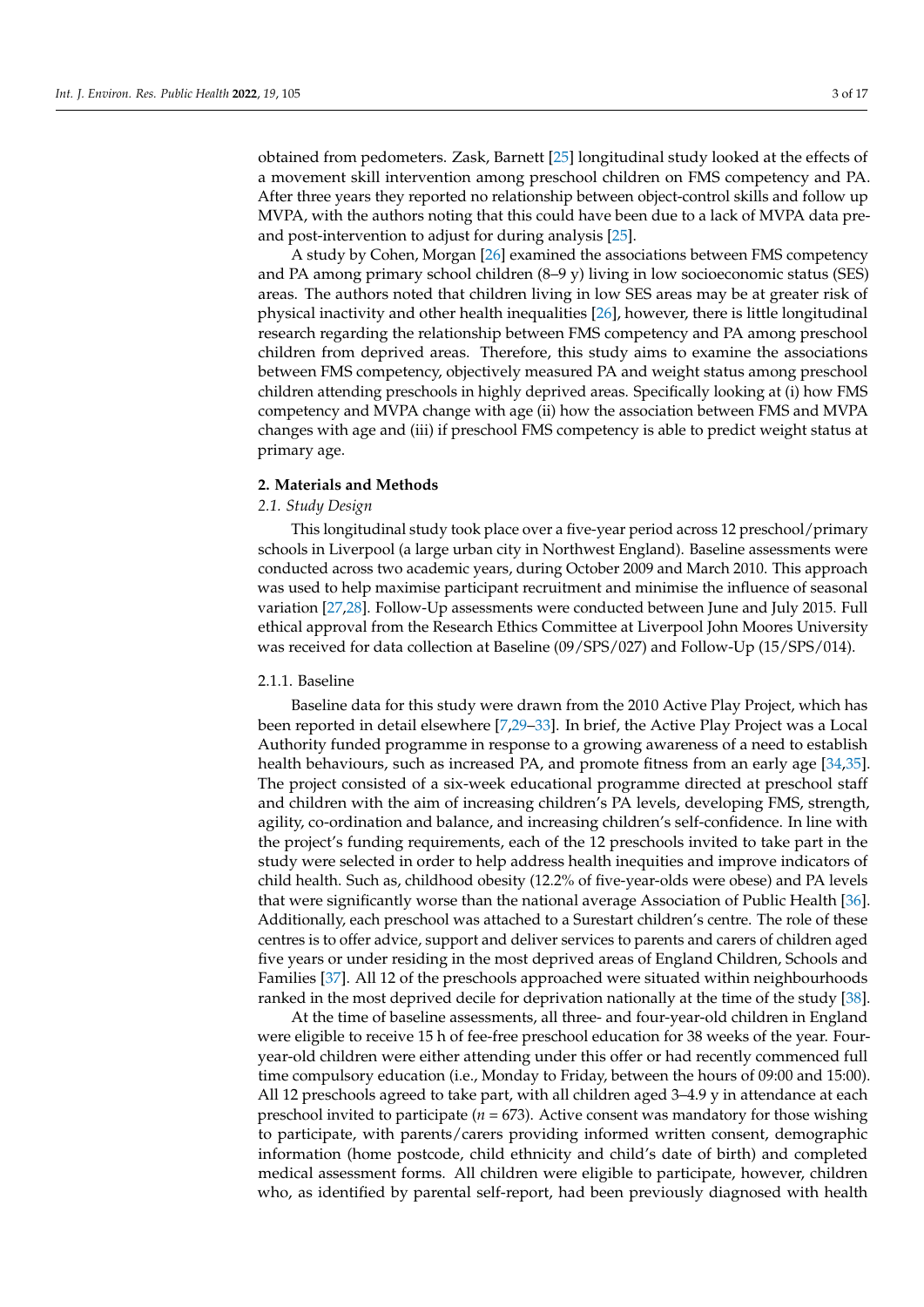obtained from pedometers. Zask, Barnett [25] longitudinal study looked at the effects of a movement skill intervention among preschool children on FMS competency and PA. After three years they reported no relationship between object-control skills and follow up MVPA, with the authors noting that this could have been due to a lack of MVPA data pre- and post-intervention to adjust for during analysis [25].

A study by Cohen, Morgan [26] examined the associations between FMS competency and PA among primary school children (8–9 y) living in low socioeconomic status (SES) areas. The authors noted that children living in low SES areas may be at greater risk of physical inactivity and other health inequalities [26], however, there is little longitudinal research regarding the relationship between FMS competency and PA among preschool children from deprived areas. Therefore, this study aims to examine the associations between FMS competency, objectively measured PA and weight status among preschool children attending preschools in highly deprived areas. Specifically looking at (i) how FMS competency and MVPA change with age (ii) how the association between FMS and MVPA changes with age and (iii) if preschool FMS competency is able to predict weight status at primary age.

## 2. Materials and Methods

### 2.1. Study Design

This longitudinal study took place over a five-year period across 12 preschool/primary schools in Liverpool (a large urban city in Northwest England). Baseline assessments were conducted across two academic years, during October 2009 and March 2010. This approach was used to help maximise participant recruitment and minimise the influence of seasonal variation [27,28]. Follow-Up assessments were conducted between June and July 2015. Full ethical approval from the Research Ethics Committee at Liverpool John Moores University was received for data collection at Baseline (09/SPS/027) and Follow-Up (15/SPS/014).

#### 2.1.1. Baseline

Baseline data for this study were drawn from the 2010 Active Play Project, which has been reported in detail elsewhere [7,29–33]. In brief, the Active Play Project was a Local Authority funded programme in response to a growing awareness of a need to establish health behaviours, such as increased PA, and promote fitness from an early age [34,35]. The project consisted of a six-week educational programme directed at preschool staff and children with the aim of increasing children's PA levels, developing FMS, strength, agility, co-ordination and balance, and increasing children's self-confidence. In line with the project's funding requirements, each of the 12 preschools invited to take part in the study were selected in order to help address health inequities and improve indicators of child health. Such as, childhood obesity (12.2% of five-year-olds were obese) and PA levels that were significantly worse than the national average Association of Public Health [36]. Additionally, each preschool was attached to a Surestart children's centre. The role of these centres is to offer advice, support and deliver services to parents and carers of children aged five years or under residing in the most deprived areas of England Children, Schools and Families [37]. All 12 of the preschools approached were situated within neighbourhoods ranked in the most deprived decile for deprivation nationally at the time of the study [38].

At the time of baseline assessments, all three- and four-year-old children in England were eligible to receive 15 h of fee-free preschool education for 38 weeks of the year. Four-year-old children were either attending under this offer or had recently commenced full time compulsory education (i.e., Monday to Friday, between the hours of 09:00 and 15:00). All 12 preschools agreed to take part, with all children aged 3–4.9 y in attendance at each preschool invited to participate ($n = 673$). Active consent was mandatory for those wishing to participate, with parents/carers providing informed written consent, demographic information (home postcode, child ethnicity and child's date of birth) and completed medical assessment forms. All children were eligible to participate, however, children who, as identified by parental self-report, had been previously diagnosed with health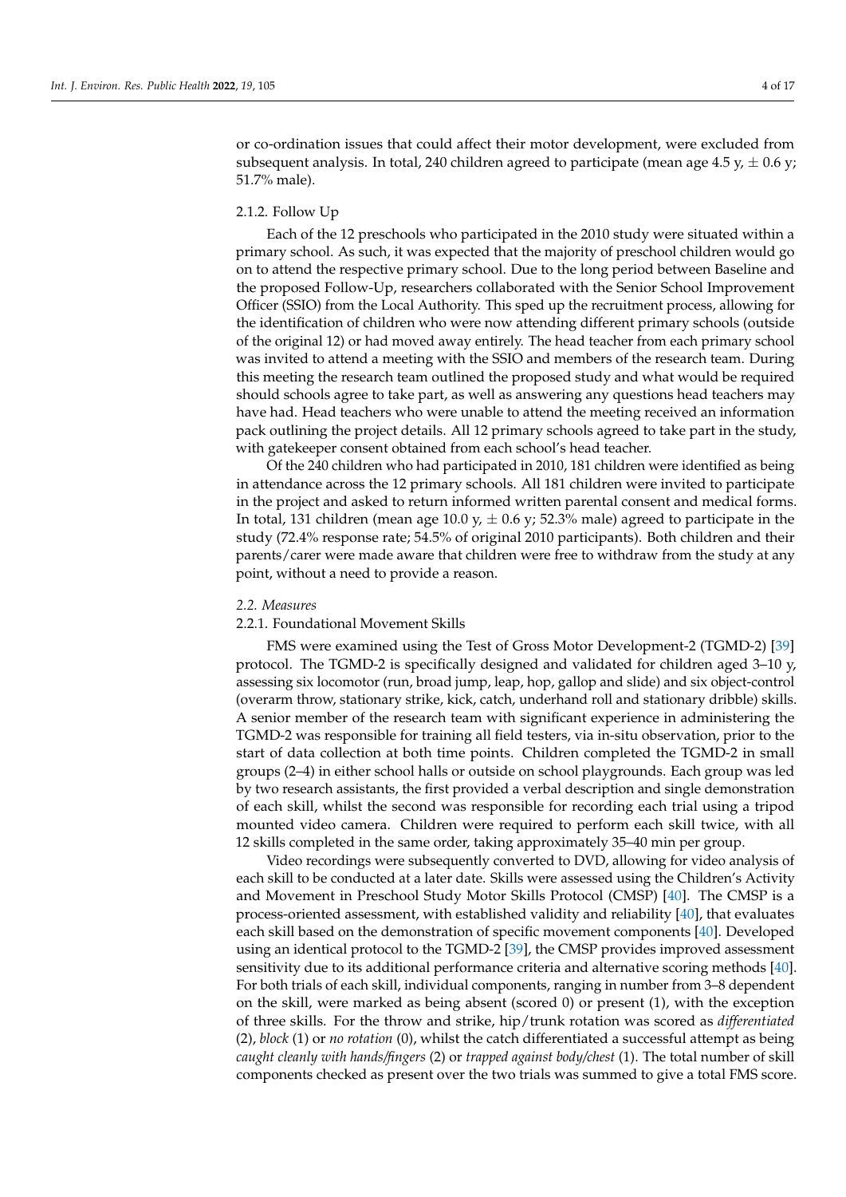or co-ordination issues that could affect their motor development, were excluded from subsequent analysis. In total, 240 children agreed to participate (mean age 4.5 y, ± 0.6 y; 51.7% male).

#### 2.1.2. Follow Up

Each of the 12 preschools who participated in the 2010 study were situated within a primary school. As such, it was expected that the majority of preschool children would go on to attend the respective primary school. Due to the long period between Baseline and the proposed Follow-Up, researchers collaborated with the Senior School Improvement Officer (SSIO) from the Local Authority. This sped up the recruitment process, allowing for the identification of children who were now attending different primary schools (outside of the original 12) or had moved away entirely. The head teacher from each primary school was invited to attend a meeting with the SSIO and members of the research team. During this meeting the research team outlined the proposed study and what would be required should schools agree to take part, as well as answering any questions head teachers may have had. Head teachers who were unable to attend the meeting received an information pack outlining the project details. All 12 primary schools agreed to take part in the study, with gatekeeper consent obtained from each school's head teacher.

Of the 240 children who had participated in 2010, 181 children were identified as being in attendance across the 12 primary schools. All 181 children were invited to participate in the project and asked to return informed written parental consent and medical forms. In total, 131 children (mean age 10.0 y, ± 0.6 y; 52.3% male) agreed to participate in the study (72.4% response rate; 54.5% of original 2010 participants). Both children and their parents/carer were made aware that children were free to withdraw from the study at any point, without a need to provide a reason.

### *2.2. Measures*

#### 2.2.1. Foundational Movement Skills

FMS were examined using the Test of Gross Motor Development-2 (TGMD-2) [39] protocol. The TGMD-2 is specifically designed and validated for children aged 3–10 y, assessing six locomotor (run, broad jump, leap, hop, gallop and slide) and six object-control (overarm throw, stationary strike, kick, catch, underhand roll and stationary dribble) skills. A senior member of the research team with significant experience in administering the TGMD-2 was responsible for training all field testers, via in-situ observation, prior to the start of data collection at both time points. Children completed the TGMD-2 in small groups (2–4) in either school halls or outside on school playgrounds. Each group was led by two research assistants, the first provided a verbal description and single demonstration of each skill, whilst the second was responsible for recording each trial using a tripod mounted video camera. Children were required to perform each skill twice, with all 12 skills completed in the same order, taking approximately 35–40 min per group.

Video recordings were subsequently converted to DVD, allowing for video analysis of each skill to be conducted at a later date. Skills were assessed using the Children's Activity and Movement in Preschool Study Motor Skills Protocol (CMSP) [40]. The CMSP is a process-oriented assessment, with established validity and reliability [40], that evaluates each skill based on the demonstration of specific movement components [40]. Developed using an identical protocol to the TGMD-2 [39], the CMSP provides improved assessment sensitivity due to its additional performance criteria and alternative scoring methods [40]. For both trials of each skill, individual components, ranging in number from 3–8 dependent on the skill, were marked as being absent (scored 0) or present (1), with the exception of three skills. For the throw and strike, hip/trunk rotation was scored as *differentiated* (2), *block* (1) or *no rotation* (0), whilst the catch differentiated a successful attempt as being *caught cleanly with hands/fingers* (2) or *trapped against body/chest* (1). The total number of skill components checked as present over the two trials was summed to give a total FMS score.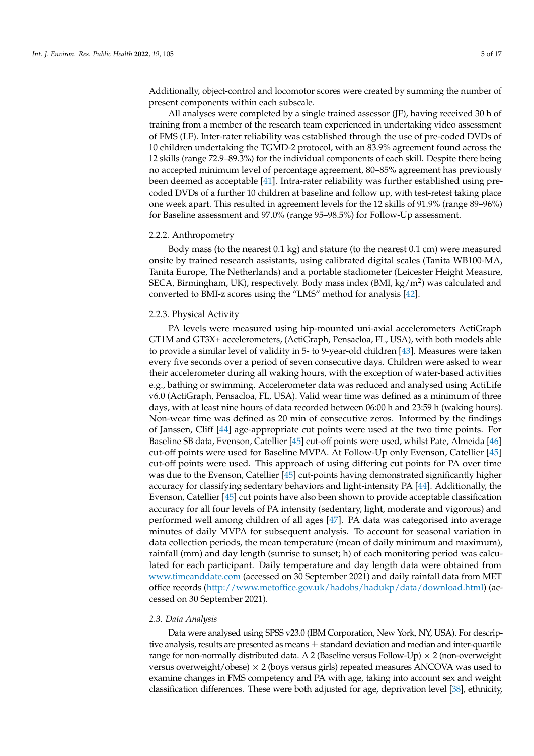Additionally, object-control and locomotor scores were created by summing the number of present components within each subscale.

All analyses were completed by a single trained assessor (JF), having received 30 h of training from a member of the research team experienced in undertaking video assessment of FMS (LF). Inter-rater reliability was established through the use of pre-coded DVDs of 10 children undertaking the TGMD-2 protocol, with an 83.9% agreement found across the 12 skills (range 72.9–89.3%) for the individual components of each skill. Despite there being no accepted minimum level of percentage agreement, 80–85% agreement has previously been deemed as acceptable [41]. Intra-rater reliability was further established using pre-coded DVDs of a further 10 children at baseline and follow up, with test-retest taking place one week apart. This resulted in agreement levels for the 12 skills of 91.9% (range 89–96%) for Baseline assessment and 97.0% (range 95–98.5%) for Follow-Up assessment.

#### 2.2.2. Anthropometry

Body mass (to the nearest 0.1 kg) and stature (to the nearest 0.1 cm) were measured onsite by trained research assistants, using calibrated digital scales (Tanita WB100-MA, Tanita Europe, The Netherlands) and a portable stadiometer (Leicester Height Measure, SECA, Birmingham, UK), respectively. Body mass index (BMI, $kg/m^2$) was calculated and converted to BMI-z scores using the "LMS" method for analysis [42].

#### 2.2.3. Physical Activity

PA levels were measured using hip-mounted uni-axial accelerometers ActiGraph GT1M and GT3X+ accelerometers, (ActiGraph, Pensacloa, FL, USA), with both models able to provide a similar level of validity in 5- to 9-year-old children [43]. Measures were taken every five seconds over a period of seven consecutive days. Children were asked to wear their accelerometer during all waking hours, with the exception of water-based activities e.g., bathing or swimming. Accelerometer data was reduced and analysed using ActiLife v6.0 (ActiGraph, Pensacloa, FL, USA). Valid wear time was defined as a minimum of three days, with at least nine hours of data recorded between 06:00 h and 23:59 h (waking hours). Non-wear time was defined as 20 min of consecutive zeros. Informed by the findings of Janssen, Cliff [44] age-appropriate cut points were used at the two time points. For Baseline SB data, Evenson, Catellier [45] cut-off points were used, whilst Pate, Almeida [46] cut-off points were used for Baseline MVPA. At Follow-Up only Evenson, Catellier [45] cut-off points were used. This approach of using differing cut points for PA over time was due to the Evenson, Catellier [45] cut-points having demonstrated significantly higher accuracy for classifying sedentary behaviors and light-intensity PA [44]. Additionally, the Evenson, Catellier [45] cut points have also been shown to provide acceptable classification accuracy for all four levels of PA intensity (sedentary, light, moderate and vigorous) and performed well among children of all ages [47]. PA data was categorised into average minutes of daily MVPA for subsequent analysis. To account for seasonal variation in data collection periods, the mean temperature (mean of daily minimum and maximum), rainfall (mm) and day length (sunrise to sunset; h) of each monitoring period was calculated for each participant. Daily temperature and day length data were obtained from www.timeanddate.com (accessed on 30 September 2021) and daily rainfall data from MET office records (http://www.metoffice.gov.uk/hadobs/hadukp/data/download.html) (accessed on 30 September 2021).

### *2.3. Data Analysis*

Data were analysed using SPSS v23.0 (IBM Corporation, New York, NY, USA). For descriptive analysis, results are presented as means ± standard deviation and median and inter-quartile range for non-normally distributed data. A 2 (Baseline versus Follow-Up) × 2 (non-overweight versus overweight/obese) × 2 (boys versus girls) repeated measures ANCOVA was used to examine changes in FMS competency and PA with age, taking into account sex and weight classification differences. These were both adjusted for age, deprivation level [38], ethnicity,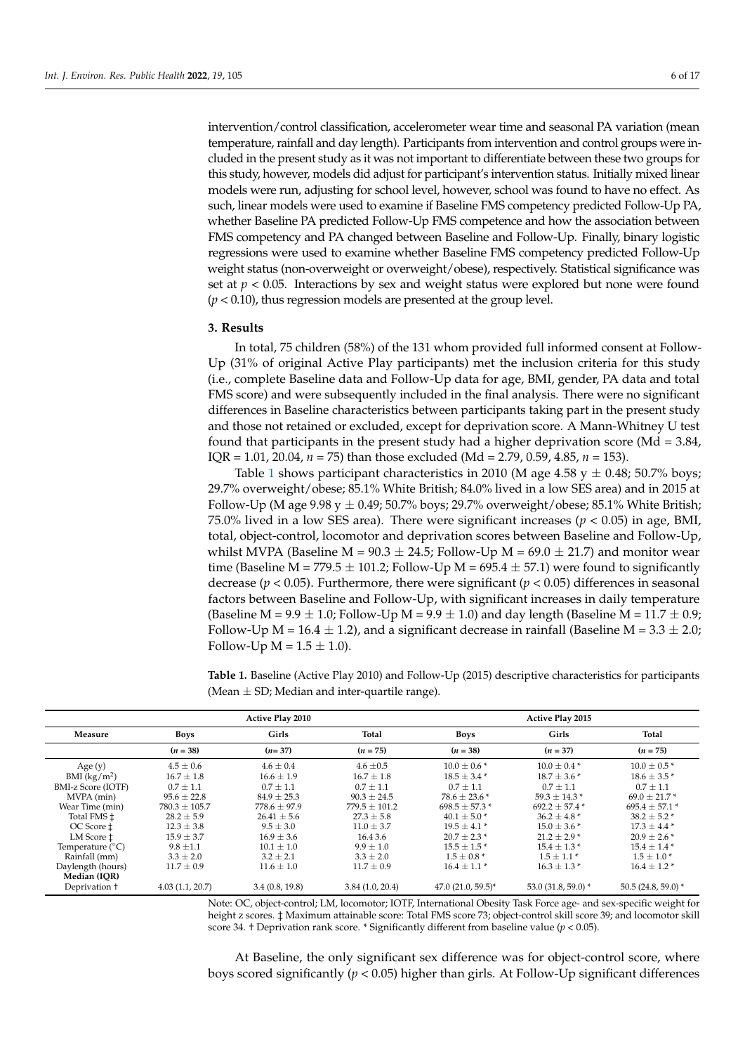intervention/control classification, accelerometer wear time and seasonal PA variation (mean temperature, rainfall and day length). Participants from intervention and control groups were included in the present study as it was not important to differentiate between these two groups for this study, however, models did adjust for participant's intervention status. Initially mixed linear models were run, adjusting for school level, however, school was found to have no effect. As such, linear models were used to examine if Baseline FMS competency predicted Follow-Up PA, whether Baseline PA predicted Follow-Up FMS competence and how the association between FMS competency and PA changed between Baseline and Follow-Up. Finally, binary logistic regressions were used to examine whether Baseline FMS competency predicted Follow-Up weight status (non-overweight or overweight/obese), respectively. Statistical significance was set at $p < 0.05$. Interactions by sex and weight status were explored but none were found ($p < 0.10$), thus regression models are presented at the group level.

## 3. Results

In total, 75 children (58%) of the 131 whom provided full informed consent at Follow-Up (31% of original Active Play participants) met the inclusion criteria for this study (i.e., complete Baseline data and Follow-Up data for age, BMI, gender, PA data and total FMS score) and were subsequently included in the final analysis. There were no significant differences in Baseline characteristics between participants taking part in the present study and those not retained or excluded, except for deprivation score. A Mann-Whitney U test found that participants in the present study had a higher deprivation score (Md = 3.84, IQR = 1.01, 20.04, $n$ = 75) than those excluded (Md = 2.79, 0.59, 4.85, $n$ = 153).

Table 1 shows participant characteristics in 2010 (M age 4.58 y ± 0.48; 50.7% boys; 29.7% overweight/obese; 85.1% White British; 84.0% lived in a low SES area) and in 2015 at Follow-Up (M age 9.98 y ± 0.49; 50.7% boys; 29.7% overweight/obese; 85.1% White British; 75.0% lived in a low SES area). There were significant increases ($p < 0.05$) in age, BMI, total, object-control, locomotor and deprivation scores between Baseline and Follow-Up, whilst MVPA (Baseline M = 90.3 ± 24.5; Follow-Up M = 69.0 ± 21.7) and monitor wear time (Baseline M = 779.5 ± 101.2; Follow-Up M = 695.4 ± 57.1) were found to significantly decrease ($p < 0.05$). Furthermore, there were significant ($p < 0.05$) differences in seasonal factors between Baseline and Follow-Up, with significant increases in daily temperature (Baseline M = 9.9 ± 1.0; Follow-Up M = 9.9 ± 1.0) and day length (Baseline M = 11.7 ± 0.9; Follow-Up M = 16.4 ± 1.2), and a significant decrease in rainfall (Baseline M = 3.3 ± 2.0; Follow-Up M = 1.5 ± 1.0).

**Table 1.** Baseline (Active Play 2010) and Follow-Up (2015) descriptive characteristics for participants (Mean ± SD; Median and inter-quartile range).

| Measure | Active Play 2010 | | | Active Play 2015 | | |
|---|---|---|---|---|---|---|
| | **Boys** | **Girls** | **Total** | **Boys** | **Girls** | **Total** |
| | ($n$ = 38) | ($n$= 37) | ($n$ = 75) | ($n$ = 38) | ($n$ = 37) | ($n$ = 75) |
| Age (y) | 4.5 ± 0.6 | 4.6 ± 0.4 | 4.6 ±0.5 | 10.0 ± 0.6 * | 10.0 ± 0.4 * | 10.0 ± 0.5 * |
| BMI (kg/m$^2$) | 16.7 ± 1.8 | 16.6 ± 1.9 | 16.7 ± 1.8 | 18.5 ± 3.4 * | 18.7 ± 3.6 * | 18.6 ± 3.5 * |
| BMI-z Score (IOTF) | 0.7 ± 1.1 | 0.7 ± 1.1 | 0.7 ± 1.1 | 0.7 ± 1.1 | 0.7 ± 1.1 | 0.7 ± 1.1 |
| MVPA (min) | 95.6 ± 22.8 | 84.9 ± 25.3 | 90.3 ± 24.5 | 78.6 ± 23.6 * | 59.3 ± 14.3 * | 69.0 ± 21.7 * |
| Wear Time (min) | 780.3 ± 105.7 | 778.6 ± 97.9 | 779.5 ± 101.2 | 698.5 ± 57.3 * | 692.2 ± 57.4 * | 695.4 ± 57.1 * |
| Total FMS ‡ | 28.2 ± 5.9 | 26.41 ± 5.6 | 27.3 ± 5.8 | 40.1 ± 5.0 * | 36.2 ± 4.8 * | 38.2 ± 5.2 * |
| OC Score ‡ | 12.3 ± 3.8 | 9.5 ± 3.0 | 11.0 ± 3.7 | 19.5 ± 4.1 * | 15.0 ± 3.6 * | 17.3 ± 4.4 * |
| LM Score ‡ | 15.9 ± 3.7 | 16.9 ± 3.6 | 16.4 3.6 | 20.7 ± 2.3 * | 21.2 ± 2.9 * | 20.9 ± 2.6 * |
| Temperature (°C) | 9.8 ±1.1 | 10.1 ± 1.0 | 9.9 ± 1.0 | 15.5 ± 1.5 * | 15.4 ± 1.3 * | 15.4 ± 1.4 * |
| Rainfall (mm) | 3.3 ± 2.0 | 3.2 ± 2.1 | 3.3 ± 2.0 | 1.5 ± 0.8 * | 1.5 ± 1.1 * | 1.5 ± 1.0 * |
| Daylength (hours) | 11.7 ± 0.9 | 11.6 ± 1.0 | 11.7 ± 0.9 | 16.4 ± 1.1 * | 16.3 ± 1.3 * | 16.4 ± 1.2 * |
| **Median (IQR)** | | | | | | |
| Deprivation † | 4.03 (1.1, 20.7) | 3.4 (0.8, 19.8) | 3.84 (1.0, 20.4) | 47.0 (21.0, 59.5)* | 53.0 (31.8, 59.0) * | 50.5 (24.8, 59.0) * |

Note: OC, object-control; LM, locomotor; IOTF, International Obesity Task Force age- and sex-specific weight for height z scores. ‡ Maximum attainable score: Total FMS score 73; object-control skill score 39; and locomotor skill score 34. † Deprivation rank score. * Significantly different from baseline value ($p < 0.05$).

At Baseline, the only significant sex difference was for object-control score, where boys scored significantly ($p < 0.05$) higher than girls. At Follow-Up significant differences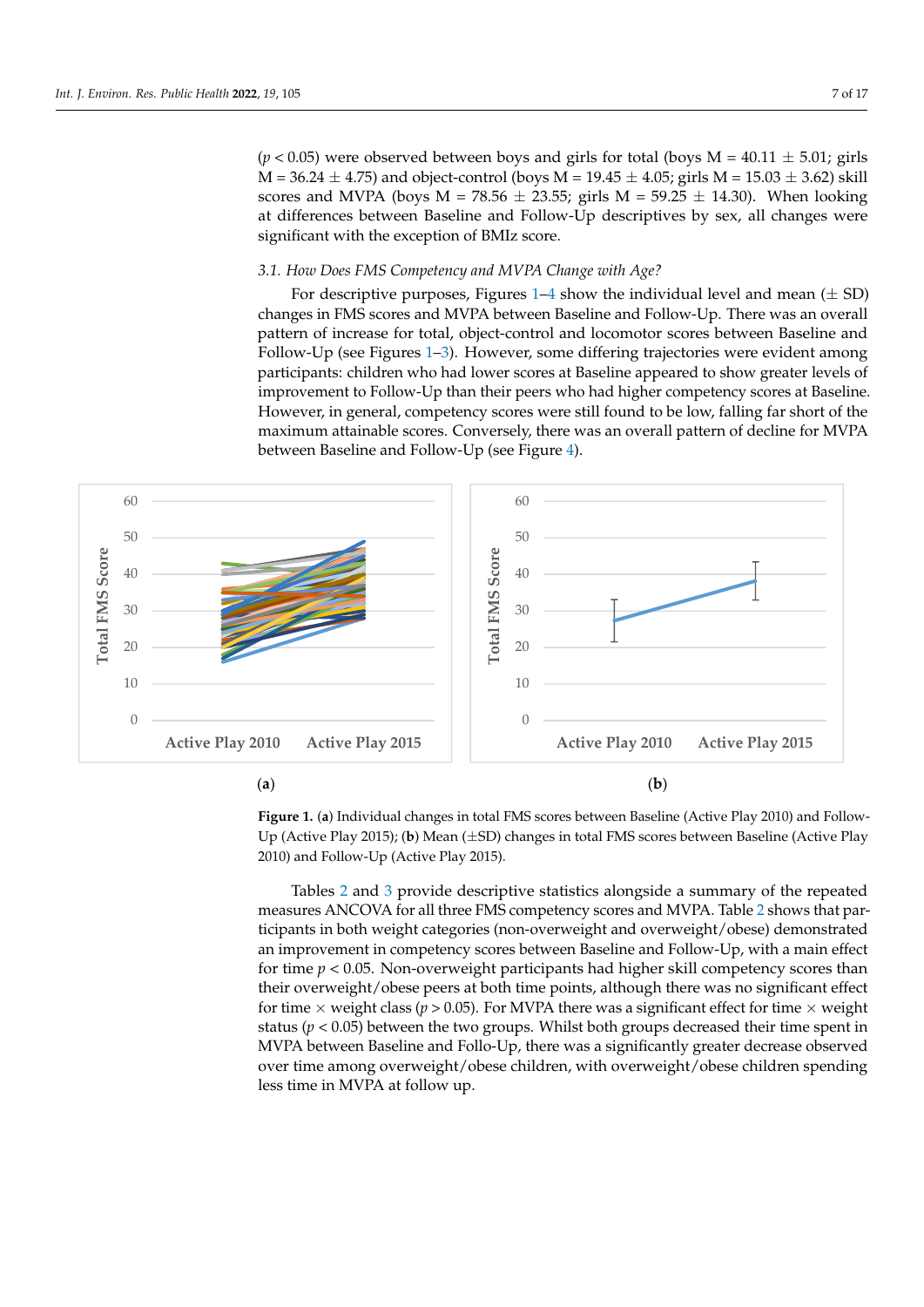($p < 0.05$) were observed between boys and girls for total (boys M = 40.11 ± 5.01; girls M = 36.24 ± 4.75) and object-control (boys M = 19.45 ± 4.05; girls M = 15.03 ± 3.62) skill scores and MVPA (boys M = 78.56 ± 23.55; girls M = 59.25 ± 14.30). When looking at differences between Baseline and Follow-Up descriptives by sex, all changes were significant with the exception of BMIz score.

### 3.1. How Does FMS Competency and MVPA Change with Age?

For descriptive purposes, Figures 1–4 show the individual level and mean (± SD) changes in FMS scores and MVPA between Baseline and Follow-Up. There was an overall pattern of increase for total, object-control and locomotor scores between Baseline and Follow-Up (see Figures 1–3). However, some differing trajectories were evident among participants: children who had lower scores at Baseline appeared to show greater levels of improvement to Follow-Up than their peers who had higher competency scores at Baseline. However, in general, competency scores were still found to be low, falling far short of the maximum attainable scores. Conversely, there was an overall pattern of decline for MVPA between Baseline and Follow-Up (see Figure 4).

**Figure 1.** (**a**) Individual changes in total FMS scores between Baseline (Active Play 2010) and Follow-Up (Active Play 2015); (**b**) Mean (±SD) changes in total FMS scores between Baseline (Active Play 2010) and Follow-Up (Active Play 2015).

Tables 2 and 3 provide descriptive statistics alongside a summary of the repeated measures ANCOVA for all three FMS competency scores and MVPA. Table 2 shows that participants in both weight categories (non-overweight and overweight/obese) demonstrated an improvement in competency scores between Baseline and Follow-Up, with a main effect for time $p < 0.05$. Non-overweight participants had higher skill competency scores than their overweight/obese peers at both time points, although there was no significant effect for time × weight class ($p > 0.05$). For MVPA there was a significant effect for time × weight status ($p < 0.05$) between the two groups. Whilst both groups decreased their time spent in MVPA between Baseline and Follo-Up, there was a significantly greater decrease observed over time among overweight/obese children, with overweight/obese children spending less time in MVPA at follow up.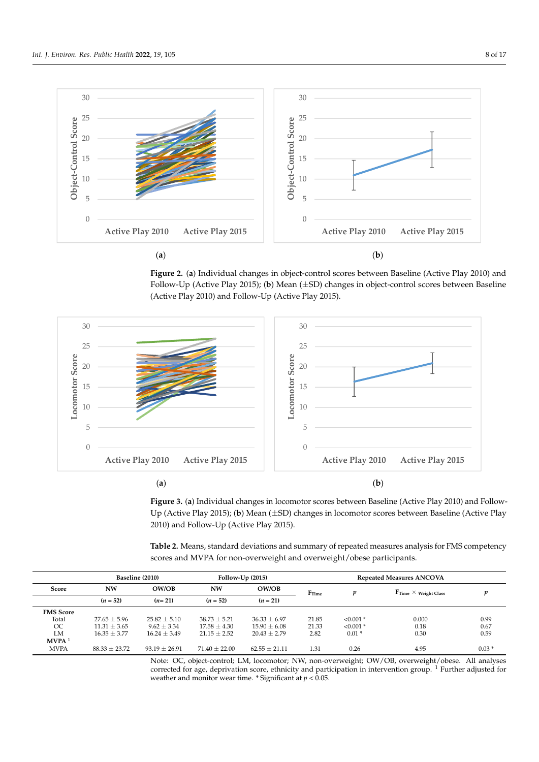**Figure 2.** (**a**) Individual changes in object-control scores between Baseline (Active Play 2010) and Follow-Up (Active Play 2015); (**b**) Mean (±SD) changes in object-control scores between Baseline (Active Play 2010) and Follow-Up (Active Play 2015).

**Figure 3.** (**a**) Individual changes in locomotor scores between Baseline (Active Play 2010) and Follow-Up (Active Play 2015); (**b**) Mean (±SD) changes in locomotor scores between Baseline (Active Play 2010) and Follow-Up (Active Play 2015).

**Table 2.** Means, standard deviations and summary of repeated measures analysis for FMS competency scores and MVPA for non-overweight and overweight/obese participants.

| Score | Baseline (2010) | | Follow-Up (2015) | | Repeated Measures ANCOVA | | | |
|---|---|---|---|---|---|---|---|---|
| | NW | OW/OB | NW | OW/OB | $F_{Time}$ | $p$ | $F_{Time} \times {}_{Weight\ Class}$ | $p$ |
| | ($n$ = 52) | ($n$= 21) | ($n$ = 52) | ($n$ = 21) | | | | |
| **FMS Score** | | | | | | | | |
| Total | 27.65 ± 5.96 | 25.82 ± 5.10 | 38.73 ± 5.21 | 36.33 ± 6.97 | 21.85 | <0.001 * | 0.000 | 0.99 |
| OC | 11.31 ± 3.65 | 9.62 ± 3.34 | 17.58 ± 4.30 | 15.90 ± 6.08 | 21.33 | <0.001 * | 0.18 | 0.67 |
| LM | 16.35 ± 3.77 | 16.24 ± 3.49 | 21.15 ± 2.52 | 20.43 ± 2.79 | 2.82 | 0.01 * | 0.30 | 0.59 |
| **MVPA** [1] | | | | | | | | |
| MVPA | 88.33 ± 23.72 | 93.19 ± 26.91 | 71.40 ± 22.00 | 62.55 ± 21.11 | 1.31 | 0.26 | 4.95 | 0.03 * |

Note: OC, object-control; LM, locomotor; NW, non-overweight; OW/OB, overweight/obese. All analyses corrected for age, deprivation score, ethnicity and participation in intervention group. [1] Further adjusted for weather and monitor wear time. * Significant at $p < 0.05$.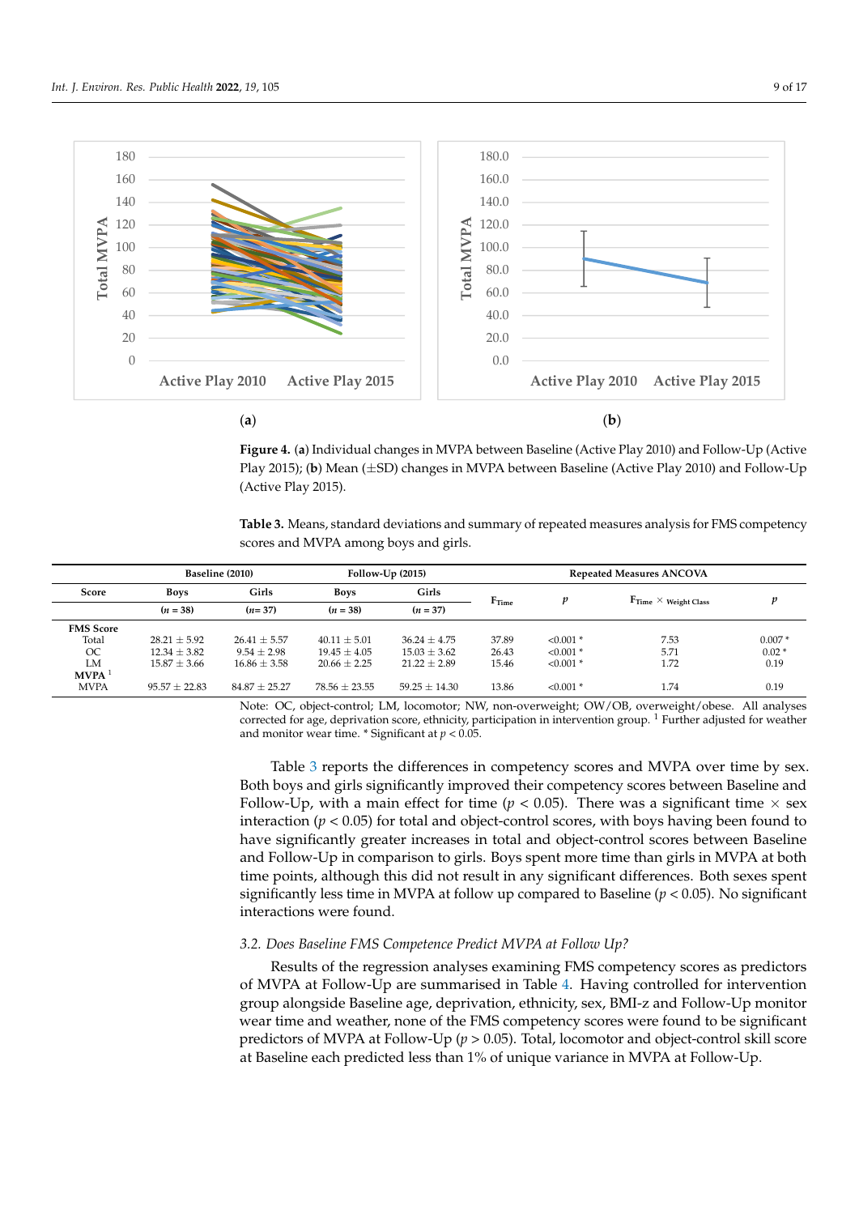Figure 4. (a) Individual changes in MVPA between Baseline (Active Play 2010) and Follow-Up (Active Play 2015); (b) Mean (±SD) changes in MVPA between Baseline (Active Play 2010) and Follow-Up (Active Play 2015).

**Table 3.** Means, standard deviations and summary of repeated measures analysis for FMS competency scores and MVPA among boys and girls.

| Score | Baseline (2010) | | Follow-Up (2015) | | Repeated Measures ANCOVA | | | |
|---|---|---|---|---|---|---|---|---|
| | Boys | Girls | Boys | Girls | $F_{Time}$ | $p$ | $F_{Time} \times {}_{Weight\ Class}$ | $p$ |
| | ($n$ = 38) | ($n$= 37) | ($n$ = 38) | ($n$ = 37) | | | | |
| **FMS Score** | | | | | | | | |
| Total | 28.21 ± 5.92 | 26.41 ± 5.57 | 40.11 ± 5.01 | 36.24 ± 4.75 | 37.89 | <0.001 * | 7.53 | 0.007 * |
| OC | 12.34 ± 3.82 | 9.54 ± 2.98 | 19.45 ± 4.05 | 15.03 ± 3.62 | 26.43 | <0.001 * | 5.71 | 0.02 * |
| LM | 15.87 ± 3.66 | 16.86 ± 3.58 | 20.66 ± 2.25 | 21.22 ± 2.89 | 15.46 | <0.001 * | 1.72 | 0.19 |
| **MVPA** [1] | | | | | | | | |
| MVPA | 95.57 ± 22.83 | 84.87 ± 25.27 | 78.56 ± 23.55 | 59.25 ± 14.30 | 13.86 | <0.001 * | 1.74 | 0.19 |

Note: OC, object-control; LM, locomotor; NW, non-overweight; OW/OB, overweight/obese. All analyses corrected for age, deprivation score, ethnicity, participation in intervention group. [1] Further adjusted for weather and monitor wear time. * Significant at $p < 0.05$.

Table 3 reports the differences in competency scores and MVPA over time by sex. Both boys and girls significantly improved their competency scores between Baseline and Follow-Up, with a main effect for time ($p < 0.05$). There was a significant time × sex interaction ($p < 0.05$) for total and object-control scores, with boys having been found to have significantly greater increases in total and object-control scores between Baseline and Follow-Up in comparison to girls. Boys spent more time than girls in MVPA at both time points, although this did not result in any significant differences. Both sexes spent significantly less time in MVPA at follow up compared to Baseline ($p < 0.05$). No significant interactions were found.

### *3.2. Does Baseline FMS Competence Predict MVPA at Follow Up?*

Results of the regression analyses examining FMS competency scores as predictors of MVPA at Follow-Up are summarised in Table 4. Having controlled for intervention group alongside Baseline age, deprivation, ethnicity, sex, BMI-z and Follow-Up monitor wear time and weather, none of the FMS competency scores were found to be significant predictors of MVPA at Follow-Up ($p > 0.05$). Total, locomotor and object-control skill score at Baseline each predicted less than 1% of unique variance in MVPA at Follow-Up.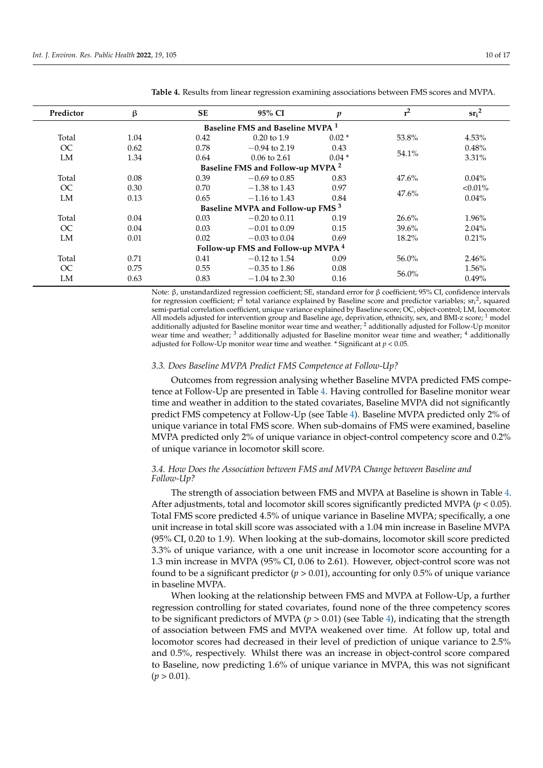**Table 4.** Results from linear regression examining associations between FMS scores and MVPA.

| Predictor | β | SE | 95% CI | $p$ | $r^2$ | $sr_i^2$ |
|---|---|---|---|---|---|---|
| **Baseline FMS and Baseline MVPA [1]** | | | | | | |
| Total | 1.04 | 0.42 | 0.20 to 1.9 | 0.02 * | 53.8% | 4.53% |
| OC | 0.62 | 0.78 | −0.94 to 2.19 | 0.43 | 54.1% | 0.48% |
| LM | 1.34 | 0.64 | 0.06 to 2.61 | 0.04 * | | 3.31% |
| **Baseline FMS and Follow-up MVPA [2]** | | | | | | |
| Total | 0.08 | 0.39 | −0.69 to 0.85 | 0.83 | 47.6% | 0.04% |
| OC | 0.30 | 0.70 | −1.38 to 1.43 | 0.97 | 47.6% | <0.01% |
| LM | 0.13 | 0.65 | −1.16 to 1.43 | 0.84 | | 0.04% |
| **Baseline MVPA and Follow-up FMS [3]** | | | | | | |
| Total | 0.04 | 0.03 | −0.20 to 0.11 | 0.19 | 26.6% | 1.96% |
| OC | 0.04 | 0.03 | −0.01 to 0.09 | 0.15 | 39.6% | 2.04% |
| LM | 0.01 | 0.02 | −0.03 to 0.04 | 0.69 | 18.2% | 0.21% |
| **Follow-up FMS and Follow-up MVPA [4]** | | | | | | |
| Total | 0.71 | 0.41 | −0.12 to 1.54 | 0.09 | 56.0% | 2.46% |
| OC | 0.75 | 0.55 | −0.35 to 1.86 | 0.08 | 56.0% | 1.56% |
| LM | 0.63 | 0.83 | −1.04 to 2.30 | 0.16 | | 0.49% |

Note: β, unstandardized regression coefficient; SE, standard error for β coefficient; 95% CI, confidence intervals for regression coefficient; $r^2$ total variance explained by Baseline score and predictor variables; $sr_i^2$, squared semi-partial correlation coefficient, unique variance explained by Baseline score; OC, object-control; LM, locomotor. All models adjusted for intervention group and Baseline age, deprivation, ethnicity, sex, and BMI-z score; [1] model additionally adjusted for Baseline monitor wear time and weather; [2] additionally adjusted for Follow-Up monitor wear time and weather; [3] additionally adjusted for Baseline monitor wear time and weather; [4] additionally adjusted for Follow-Up monitor wear time and weather. * Significant at $p < 0.05$.

### *3.3. Does Baseline MVPA Predict FMS Competence at Follow-Up?*

Outcomes from regression analysing whether Baseline MVPA predicted FMS competence at Follow-Up are presented in Table 4. Having controlled for Baseline monitor wear time and weather in addition to the stated covariates, Baseline MVPA did not significantly predict FMS competency at Follow-Up (see Table 4). Baseline MVPA predicted only 2% of unique variance in total FMS score. When sub-domains of FMS were examined, baseline MVPA predicted only 2% of unique variance in object-control competency score and 0.2% of unique variance in locomotor skill score.

### *3.4. How Does the Association between FMS and MVPA Change between Baseline and Follow-Up?*

The strength of association between FMS and MVPA at Baseline is shown in Table 4. After adjustments, total and locomotor skill scores significantly predicted MVPA ($p < 0.05$). Total FMS score predicted 4.5% of unique variance in Baseline MVPA; specifically, a one unit increase in total skill score was associated with a 1.04 min increase in Baseline MVPA (95% CI, 0.20 to 1.9). When looking at the sub-domains, locomotor skill score predicted 3.3% of unique variance, with a one unit increase in locomotor score accounting for a 1.3 min increase in MVPA (95% CI, 0.06 to 2.61). However, object-control score was not found to be a significant predictor ($p > 0.01$), accounting for only 0.5% of unique variance in baseline MVPA.

When looking at the relationship between FMS and MVPA at Follow-Up, a further regression controlling for stated covariates, found none of the three competency scores to be significant predictors of MVPA ($p > 0.01$) (see Table 4), indicating that the strength of association between FMS and MVPA weakened over time. At follow up, total and locomotor scores had decreased in their level of prediction of unique variance to 2.5% and 0.5%, respectively. Whilst there was an increase in object-control score compared to Baseline, now predicting 1.6% of unique variance in MVPA, this was not significant ($p > 0.01$).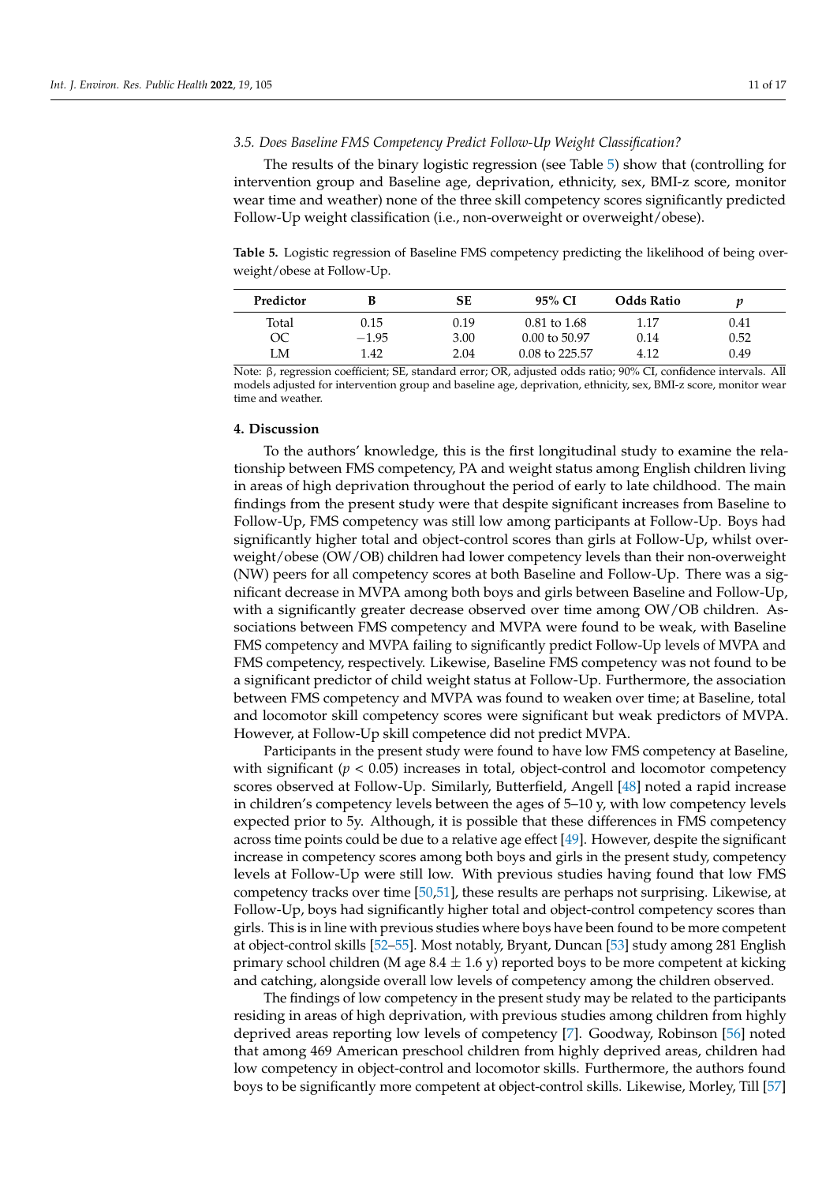### 3.5. Does Baseline FMS Competency Predict Follow-Up Weight Classification?

The results of the binary logistic regression (see Table 5) show that (controlling for intervention group and Baseline age, deprivation, ethnicity, sex, BMI-z score, monitor wear time and weather) none of the three skill competency scores significantly predicted Follow-Up weight classification (i.e., non-overweight or overweight/obese).

**Table 5.** Logistic regression of Baseline FMS competency predicting the likelihood of being overweight/obese at Follow-Up.

| Predictor | B | SE | 95% CI | Odds Ratio | *p* |
|---|---|---|---|---|---|
| Total | 0.15 | 0.19 | 0.81 to 1.68 | 1.17 | 0.41 |
| OC | −1.95 | 3.00 | 0.00 to 50.97 | 0.14 | 0.52 |
| LM | 1.42 | 2.04 | 0.08 to 225.57 | 4.12 | 0.49 |

Note: β, regression coefficient; SE, standard error; OR, adjusted odds ratio; 90% CI, confidence intervals. All models adjusted for intervention group and baseline age, deprivation, ethnicity, sex, BMI-z score, monitor wear time and weather.

## 4. Discussion

To the authors' knowledge, this is the first longitudinal study to examine the relationship between FMS competency, PA and weight status among English children living in areas of high deprivation throughout the period of early to late childhood. The main findings from the present study were that despite significant increases from Baseline to Follow-Up, FMS competency was still low among participants at Follow-Up. Boys had significantly higher total and object-control scores than girls at Follow-Up, whilst overweight/obese (OW/OB) children had lower competency levels than their non-overweight (NW) peers for all competency scores at both Baseline and Follow-Up. There was a significant decrease in MVPA among both boys and girls between Baseline and Follow-Up, with a significantly greater decrease observed over time among OW/OB children. Associations between FMS competency and MVPA were found to be weak, with Baseline FMS competency and MVPA failing to significantly predict Follow-Up levels of MVPA and FMS competency, respectively. Likewise, Baseline FMS competency was not found to be a significant predictor of child weight status at Follow-Up. Furthermore, the association between FMS competency and MVPA was found to weaken over time; at Baseline, total and locomotor skill competency scores were significant but weak predictors of MVPA. However, at Follow-Up skill competence did not predict MVPA.

Participants in the present study were found to have low FMS competency at Baseline, with significant ($p < 0.05$) increases in total, object-control and locomotor competency scores observed at Follow-Up. Similarly, Butterfield, Angell [48] noted a rapid increase in children's competency levels between the ages of 5–10 y, with low competency levels expected prior to 5y. Although, it is possible that these differences in FMS competency across time points could be due to a relative age effect [49]. However, despite the significant increase in competency scores among both boys and girls in the present study, competency levels at Follow-Up were still low. With previous studies having found that low FMS competency tracks over time [50,51], these results are perhaps not surprising. Likewise, at Follow-Up, boys had significantly higher total and object-control competency scores than girls. This is in line with previous studies where boys have been found to be more competent at object-control skills [52–55]. Most notably, Bryant, Duncan [53] study among 281 English primary school children (M age 8.4 ± 1.6 y) reported boys to be more competent at kicking and catching, alongside overall low levels of competency among the children observed.

The findings of low competency in the present study may be related to the participants residing in areas of high deprivation, with previous studies among children from highly deprived areas reporting low levels of competency [7]. Goodway, Robinson [56] noted that among 469 American preschool children from highly deprived areas, children had low competency in object-control and locomotor skills. Furthermore, the authors found boys to be significantly more competent at object-control skills. Likewise, Morley, Till [57]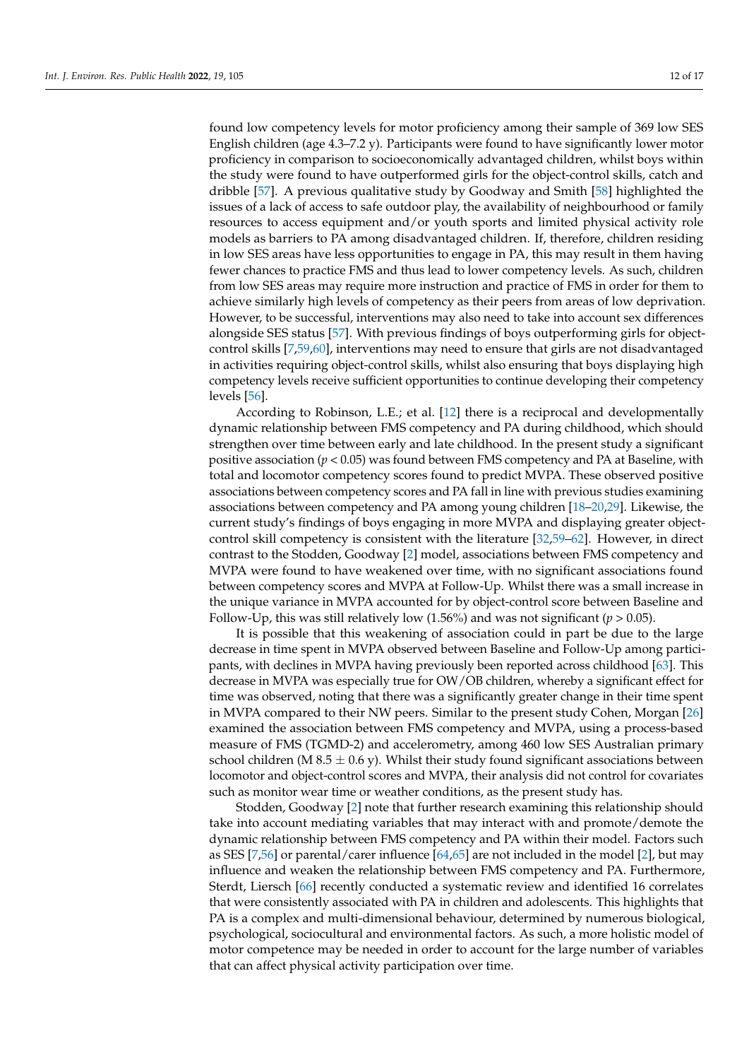found low competency levels for motor proficiency among their sample of 369 low SES English children (age 4.3–7.2 y). Participants were found to have significantly lower motor proficiency in comparison to socioeconomically advantaged children, whilst boys within the study were found to have outperformed girls for the object-control skills, catch and dribble [57]. A previous qualitative study by Goodway and Smith [58] highlighted the issues of a lack of access to safe outdoor play, the availability of neighbourhood or family resources to access equipment and/or youth sports and limited physical activity role models as barriers to PA among disadvantaged children. If, therefore, children residing in low SES areas have less opportunities to engage in PA, this may result in them having fewer chances to practice FMS and thus lead to lower competency levels. As such, children from low SES areas may require more instruction and practice of FMS in order for them to achieve similarly high levels of competency as their peers from areas of low deprivation. However, to be successful, interventions may also need to take into account sex differences alongside SES status [57]. With previous findings of boys outperforming girls for object-control skills [7,59,60], interventions may need to ensure that girls are not disadvantaged in activities requiring object-control skills, whilst also ensuring that boys displaying high competency levels receive sufficient opportunities to continue developing their competency levels [56].

According to Robinson, L.E.; et al. [12] there is a reciprocal and developmentally dynamic relationship between FMS competency and PA during childhood, which should strengthen over time between early and late childhood. In the present study a significant positive association ($p < 0.05$) was found between FMS competency and PA at Baseline, with total and locomotor competency scores found to predict MVPA. These observed positive associations between competency scores and PA fall in line with previous studies examining associations between competency and PA among young children [18–20,29]. Likewise, the current study's findings of boys engaging in more MVPA and displaying greater object-control skill competency is consistent with the literature [32,59–62]. However, in direct contrast to the Stodden, Goodway [2] model, associations between FMS competency and MVPA were found to have weakened over time, with no significant associations found between competency scores and MVPA at Follow-Up. Whilst there was a small increase in the unique variance in MVPA accounted for by object-control score between Baseline and Follow-Up, this was still relatively low (1.56%) and was not significant ($p > 0.05$).

It is possible that this weakening of association could in part be due to the large decrease in time spent in MVPA observed between Baseline and Follow-Up among participants, with declines in MVPA having previously been reported across childhood [63]. This decrease in MVPA was especially true for OW/OB children, whereby a significant effect for time was observed, noting that there was a significantly greater change in their time spent in MVPA compared to their NW peers. Similar to the present study Cohen, Morgan [26] examined the association between FMS competency and MVPA, using a process-based measure of FMS (TGMD-2) and accelerometry, among 460 low SES Australian primary school children (M 8.5 $\pm$ 0.6 y). Whilst their study found significant associations between locomotor and object-control scores and MVPA, their analysis did not control for covariates such as monitor wear time or weather conditions, as the present study has.

Stodden, Goodway [2] note that further research examining this relationship should take into account mediating variables that may interact with and promote/demote the dynamic relationship between FMS competency and PA within their model. Factors such as SES [7,56] or parental/carer influence [64,65] are not included in the model [2], but may influence and weaken the relationship between FMS competency and PA. Furthermore, Sterdt, Liersch [66] recently conducted a systematic review and identified 16 correlates that were consistently associated with PA in children and adolescents. This highlights that PA is a complex and multi-dimensional behaviour, determined by numerous biological, psychological, sociocultural and environmental factors. As such, a more holistic model of motor competence may be needed in order to account for the large number of variables that can affect physical activity participation over time.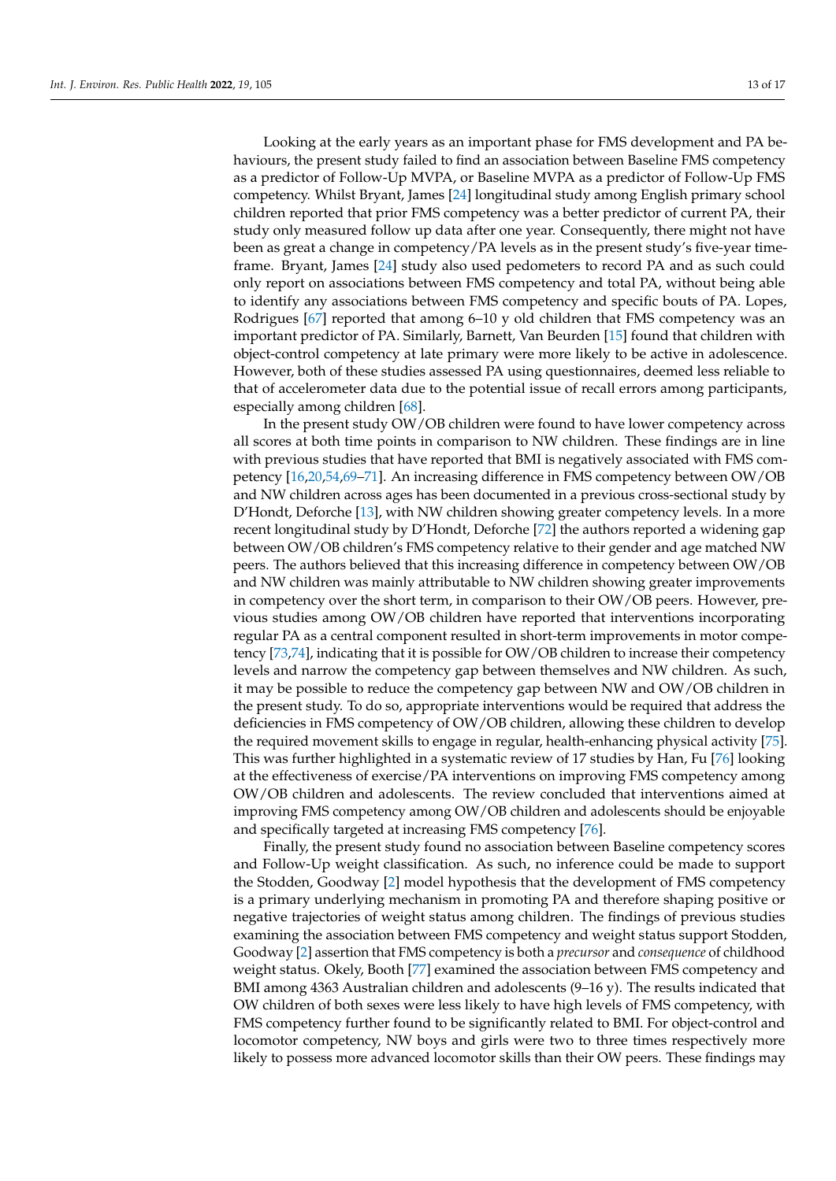Looking at the early years as an important phase for FMS development and PA behaviours, the present study failed to find an association between Baseline FMS competency as a predictor of Follow-Up MVPA, or Baseline MVPA as a predictor of Follow-Up FMS competency. Whilst Bryant, James [24] longitudinal study among English primary school children reported that prior FMS competency was a better predictor of current PA, their study only measured follow up data after one year. Consequently, there might not have been as great a change in competency/PA levels as in the present study's five-year timeframe. Bryant, James [24] study also used pedometers to record PA and as such could only report on associations between FMS competency and total PA, without being able to identify any associations between FMS competency and specific bouts of PA. Lopes, Rodrigues [67] reported that among 6–10 y old children that FMS competency was an important predictor of PA. Similarly, Barnett, Van Beurden [15] found that children with object-control competency at late primary were more likely to be active in adolescence. However, both of these studies assessed PA using questionnaires, deemed less reliable to that of accelerometer data due to the potential issue of recall errors among participants, especially among children [68].

In the present study OW/OB children were found to have lower competency across all scores at both time points in comparison to NW children. These findings are in line with previous studies that have reported that BMI is negatively associated with FMS competency [16,20,54,69–71]. An increasing difference in FMS competency between OW/OB and NW children across ages has been documented in a previous cross-sectional study by D'Hondt, Deforche [13], with NW children showing greater competency levels. In a more recent longitudinal study by D'Hondt, Deforche [72] the authors reported a widening gap between OW/OB children's FMS competency relative to their gender and age matched NW peers. The authors believed that this increasing difference in competency between OW/OB and NW children was mainly attributable to NW children showing greater improvements in competency over the short term, in comparison to their OW/OB peers. However, previous studies among OW/OB children have reported that interventions incorporating regular PA as a central component resulted in short-term improvements in motor competency [73,74], indicating that it is possible for OW/OB children to increase their competency levels and narrow the competency gap between themselves and NW children. As such, it may be possible to reduce the competency gap between NW and OW/OB children in the present study. To do so, appropriate interventions would be required that address the deficiencies in FMS competency of OW/OB children, allowing these children to develop the required movement skills to engage in regular, health-enhancing physical activity [75]. This was further highlighted in a systematic review of 17 studies by Han, Fu [76] looking at the effectiveness of exercise/PA interventions on improving FMS competency among OW/OB children and adolescents. The review concluded that interventions aimed at improving FMS competency among OW/OB children and adolescents should be enjoyable and specifically targeted at increasing FMS competency [76].

Finally, the present study found no association between Baseline competency scores and Follow-Up weight classification. As such, no inference could be made to support the Stodden, Goodway [2] model hypothesis that the development of FMS competency is a primary underlying mechanism in promoting PA and therefore shaping positive or negative trajectories of weight status among children. The findings of previous studies examining the association between FMS competency and weight status support Stodden, Goodway [2] assertion that FMS competency is both a *precursor* and *consequence* of childhood weight status. Okely, Booth [77] examined the association between FMS competency and BMI among 4363 Australian children and adolescents (9–16 y). The results indicated that OW children of both sexes were less likely to have high levels of FMS competency, with FMS competency further found to be significantly related to BMI. For object-control and locomotor competency, NW boys and girls were two to three times respectively more likely to possess more advanced locomotor skills than their OW peers. These findings may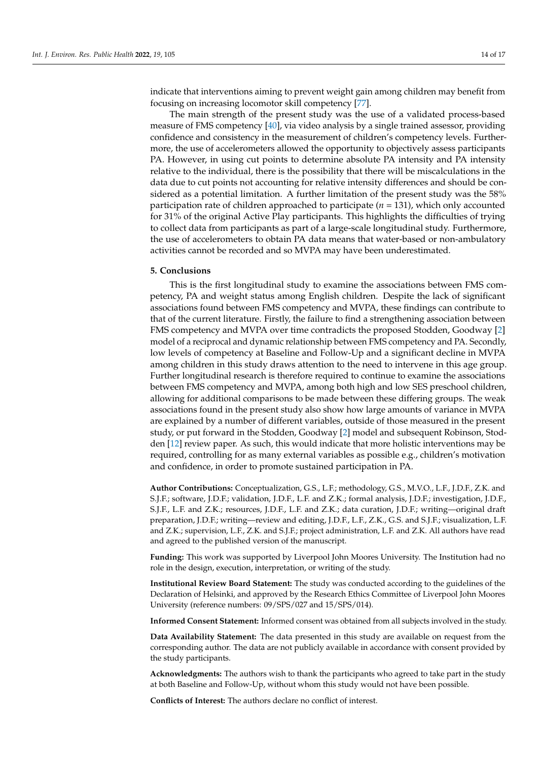indicate that interventions aiming to prevent weight gain among children may benefit from focusing on increasing locomotor skill competency [77].

The main strength of the present study was the use of a validated process-based measure of FMS competency [40], via video analysis by a single trained assessor, providing confidence and consistency in the measurement of children's competency levels. Furthermore, the use of accelerometers allowed the opportunity to objectively assess participants PA. However, in using cut points to determine absolute PA intensity and PA intensity relative to the individual, there is the possibility that there will be miscalculations in the data due to cut points not accounting for relative intensity differences and should be considered as a potential limitation. A further limitation of the present study was the 58% participation rate of children approached to participate ($n = 131$), which only accounted for 31% of the original Active Play participants. This highlights the difficulties of trying to collect data from participants as part of a large-scale longitudinal study. Furthermore, the use of accelerometers to obtain PA data means that water-based or non-ambulatory activities cannot be recorded and so MVPA may have been underestimated.

## 5. Conclusions

This is the first longitudinal study to examine the associations between FMS competency, PA and weight status among English children. Despite the lack of significant associations found between FMS competency and MVPA, these findings can contribute to that of the current literature. Firstly, the failure to find a strengthening association between FMS competency and MVPA over time contradicts the proposed Stodden, Goodway [2] model of a reciprocal and dynamic relationship between FMS competency and PA. Secondly, low levels of competency at Baseline and Follow-Up and a significant decline in MVPA among children in this study draws attention to the need to intervene in this age group. Further longitudinal research is therefore required to continue to examine the associations between FMS competency and MVPA, among both high and low SES preschool children, allowing for additional comparisons to be made between these differing groups. The weak associations found in the present study also show how large amounts of variance in MVPA are explained by a number of different variables, outside of those measured in the present study, or put forward in the Stodden, Goodway [2] model and subsequent Robinson, Stodden [12] review paper. As such, this would indicate that more holistic interventions may be required, controlling for as many external variables as possible e.g., children's motivation and confidence, in order to promote sustained participation in PA.

**Author Contributions:** Conceptualization, G.S., L.F.; methodology, G.S., M.V.O., L.F., J.D.F., Z.K. and S.J.F.; software, J.D.F.; validation, J.D.F., L.F. and Z.K.; formal analysis, J.D.F.; investigation, J.D.F., S.J.F., L.F. and Z.K.; resources, J.D.F., L.F. and Z.K.; data curation, J.D.F.; writing—original draft preparation, J.D.F.; writing—review and editing, J.D.F., L.F., Z.K., G.S. and S.J.F.; visualization, L.F. and Z.K.; supervision, L.F., Z.K. and S.J.F.; project administration, L.F. and Z.K. All authors have read and agreed to the published version of the manuscript.

**Funding:** This work was supported by Liverpool John Moores University. The Institution had no role in the design, execution, interpretation, or writing of the study.

**Institutional Review Board Statement:** The study was conducted according to the guidelines of the Declaration of Helsinki, and approved by the Research Ethics Committee of Liverpool John Moores University (reference numbers: 09/SPS/027 and 15/SPS/014).

**Informed Consent Statement:** Informed consent was obtained from all subjects involved in the study.

**Data Availability Statement:** The data presented in this study are available on request from the corresponding author. The data are not publicly available in accordance with consent provided by the study participants.

**Acknowledgments:** The authors wish to thank the participants who agreed to take part in the study at both Baseline and Follow-Up, without whom this study would not have been possible.

**Conflicts of Interest:** The authors declare no conflict of interest.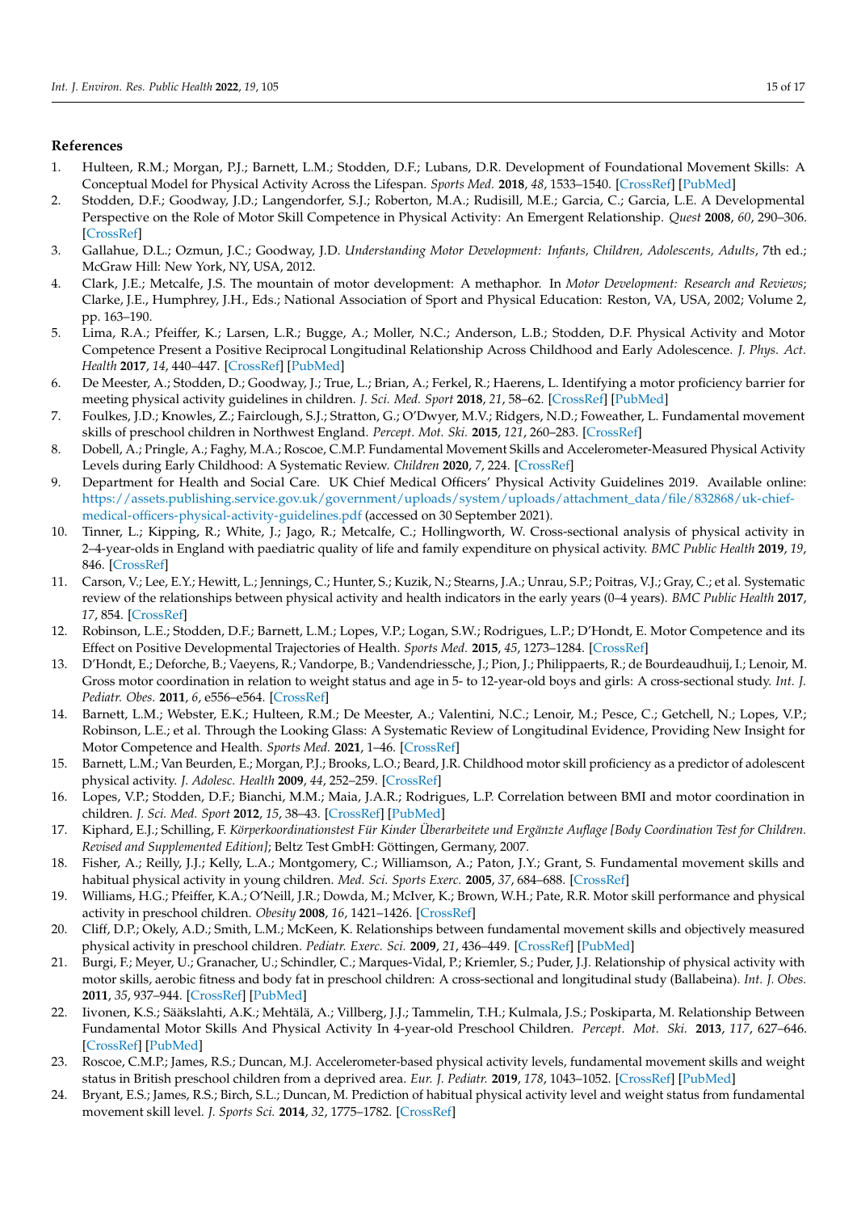## References

1. Hulteen, R.M.; Morgan, P.J.; Barnett, L.M.; Stodden, D.F.; Lubans, D.R. Development of Foundational Movement Skills: A Conceptual Model for Physical Activity Across the Lifespan. *Sports Med.* **2018**, *48*, 1533–1540. [CrossRef] [PubMed]
2. Stodden, D.F.; Goodway, J.D.; Langendorfer, S.J.; Roberton, M.A.; Rudisill, M.E.; Garcia, C.; Garcia, L.E. A Developmental Perspective on the Role of Motor Skill Competence in Physical Activity: An Emergent Relationship. *Quest* **2008**, *60*, 290–306. [CrossRef]
3. Gallahue, D.L.; Ozmun, J.C.; Goodway, J.D. *Understanding Motor Development: Infants, Children, Adolescents, Adults*, 7th ed.; McGraw Hill: New York, NY, USA, 2012.
4. Clark, J.E.; Metcalfe, J.S. The mountain of motor development: A methaphor. In *Motor Development: Research and Reviews*; Clarke, J.E., Humphrey, J.H., Eds.; National Association of Sport and Physical Education: Reston, VA, USA, 2002; Volume 2, pp. 163–190.
5. Lima, R.A.; Pfeiffer, K.; Larsen, L.R.; Bugge, A.; Moller, N.C.; Anderson, L.B.; Stodden, D.F. Physical Activity and Motor Competence Present a Positive Reciprocal Longitudinal Relationship Across Childhood and Early Adolescence. *J. Phys. Act. Health* **2017**, *14*, 440–447. [CrossRef] [PubMed]
6. De Meester, A.; Stodden, D.; Goodway, J.; True, L.; Brian, A.; Ferkel, R.; Haerens, L. Identifying a motor proficiency barrier for meeting physical activity guidelines in children. *J. Sci. Med. Sport* **2018**, *21*, 58–62. [CrossRef] [PubMed]
7. Foulkes, J.D.; Knowles, Z.; Fairclough, S.J.; Stratton, G.; O'Dwyer, M.V.; Ridgers, N.D.; Foweather, L. Fundamental movement skills of preschool children in Northwest England. *Percept. Mot. Ski.* **2015**, *121*, 260–283. [CrossRef]
8. Dobell, A.; Pringle, A.; Faghy, M.A.; Roscoe, C.M.P. Fundamental Movement Skills and Accelerometer-Measured Physical Activity Levels during Early Childhood: A Systematic Review. *Children* **2020**, *7*, 224. [CrossRef]
9. Department for Health and Social Care. UK Chief Medical Officers' Physical Activity Guidelines 2019. Available online: https://assets.publishing.service.gov.uk/government/uploads/system/uploads/attachment_data/file/832868/uk-chief-medical-officers-physical-activity-guidelines.pdf (accessed on 30 September 2021).
10. Tinner, L.; Kipping, R.; White, J.; Jago, R.; Metcalfe, C.; Hollingworth, W. Cross-sectional analysis of physical activity in 2–4-year-olds in England with paediatric quality of life and family expenditure on physical activity. *BMC Public Health* **2019**, *19*, 846. [CrossRef]
11. Carson, V.; Lee, E.Y.; Hewitt, L.; Jennings, C.; Hunter, S.; Kuzik, N.; Stearns, J.A.; Unrau, S.P.; Poitras, V.J.; Gray, C.; et al. Systematic review of the relationships between physical activity and health indicators in the early years (0–4 years). *BMC Public Health* **2017**, *17*, 854. [CrossRef]
12. Robinson, L.E.; Stodden, D.F.; Barnett, L.M.; Lopes, V.P.; Logan, S.W.; Rodrigues, L.P.; D'Hondt, E. Motor Competence and its Effect on Positive Developmental Trajectories of Health. *Sports Med.* **2015**, *45*, 1273–1284. [CrossRef]
13. D'Hondt, E.; Deforche, B.; Vaeyens, R.; Vandorpe, B.; Vandendriessche, J.; Pion, J.; Philippaerts, R.; de Bourdeaudhuij, I.; Lenoir, M. Gross motor coordination in relation to weight status and age in 5- to 12-year-old boys and girls: A cross-sectional study. *Int. J. Pediatr. Obes.* **2011**, *6*, e556–e564. [CrossRef]
14. Barnett, L.M.; Webster, E.K.; Hulteen, R.M.; De Meester, A.; Valentini, N.C.; Lenoir, M.; Pesce, C.; Getchell, N.; Lopes, V.P.; Robinson, L.E.; et al. Through the Looking Glass: A Systematic Review of Longitudinal Evidence, Providing New Insight for Motor Competence and Health. *Sports Med.* **2021**, 1–46. [CrossRef]
15. Barnett, L.M.; Van Beurden, E.; Morgan, P.J.; Brooks, L.O.; Beard, J.R. Childhood motor skill proficiency as a predictor of adolescent physical activity. *J. Adolesc. Health* **2009**, *44*, 252–259. [CrossRef]
16. Lopes, V.P.; Stodden, D.F.; Bianchi, M.M.; Maia, J.A.R.; Rodrigues, L.P. Correlation between BMI and motor coordination in children. *J. Sci. Med. Sport* **2012**, *15*, 38–43. [CrossRef] [PubMed]
17. Kiphard, E.J.; Schilling, F. *Körperkoordinationstest Für Kinder Überarbeitete und Ergänzte Auflage [Body Coordination Test for Children. Revised and Supplemented Edition]*; Beltz Test GmbH: Göttingen, Germany, 2007.
18. Fisher, A.; Reilly, J.J.; Kelly, L.A.; Montgomery, C.; Williamson, A.; Paton, J.Y.; Grant, S. Fundamental movement skills and habitual physical activity in young children. *Med. Sci. Sports Exerc.* **2005**, *37*, 684–688. [CrossRef]
19. Williams, H.G.; Pfeiffer, K.A.; O'Neill, J.R.; Dowda, M.; McIver, K.; Brown, W.H.; Pate, R.R. Motor skill performance and physical activity in preschool children. *Obesity* **2008**, *16*, 1421–1426. [CrossRef]
20. Cliff, D.P.; Okely, A.D.; Smith, L.M.; McKeen, K. Relationships between fundamental movement skills and objectively measured physical activity in preschool children. *Pediatr. Exerc. Sci.* **2009**, *21*, 436–449. [CrossRef] [PubMed]
21. Burgi, F.; Meyer, U.; Granacher, U.; Schindler, C.; Marques-Vidal, P.; Kriemler, S.; Puder, J.J. Relationship of physical activity with motor skills, aerobic fitness and body fat in preschool children: A cross-sectional and longitudinal study (Ballabeina). *Int. J. Obes.* **2011**, *35*, 937–944. [CrossRef] [PubMed]
22. Iivonen, K.S.; Sääkslahti, A.K.; Mehtälä, A.; Villberg, J.J.; Tammelin, T.H.; Kulmala, J.S.; Poskiparta, M. Relationship Between Fundamental Motor Skills And Physical Activity In 4-year-old Preschool Children. *Percept. Mot. Ski.* **2013**, *117*, 627–646. [CrossRef] [PubMed]
23. Roscoe, C.M.P.; James, R.S.; Duncan, M.J. Accelerometer-based physical activity levels, fundamental movement skills and weight status in British preschool children from a deprived area. *Eur. J. Pediatr.* **2019**, *178*, 1043–1052. [CrossRef] [PubMed]
24. Bryant, E.S.; James, R.S.; Birch, S.L.; Duncan, M. Prediction of habitual physical activity level and weight status from fundamental movement skill level. *J. Sports Sci.* **2014**, *32*, 1775–1782. [CrossRef]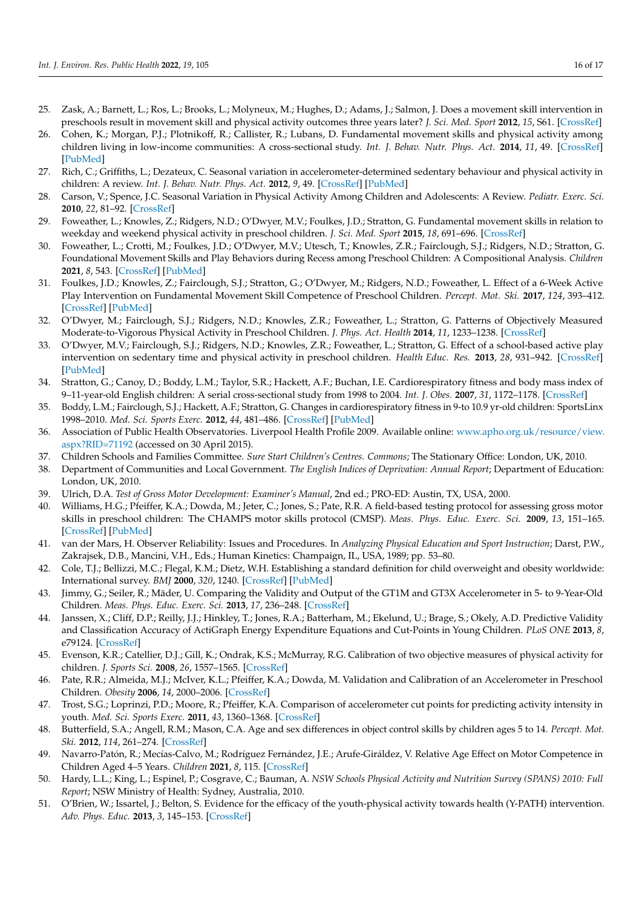25. Zask, A.; Barnett, L.; Ros, L.; Brooks, L.; Molyneux, M.; Hughes, D.; Adams, J.; Salmon, J. Does a movement skill intervention in preschools result in movement skill and physical activity outcomes three years later? *J. Sci. Med. Sport* **2012**, *15*, S61. [CrossRef]
26. Cohen, K.; Morgan, P.J.; Plotnikoff, R.; Callister, R.; Lubans, D. Fundamental movement skills and physical activity among children living in low-income communities: A cross-sectional study. *Int. J. Behav. Nutr. Phys. Act.* **2014**, *11*, 49. [CrossRef] [PubMed]
27. Rich, C.; Griffiths, L.; Dezateux, C. Seasonal variation in accelerometer-determined sedentary behaviour and physical activity in children: A review. *Int. J. Behav. Nutr. Phys. Act.* **2012**, *9*, 49. [CrossRef] [PubMed]
28. Carson, V.; Spence, J.C. Seasonal Variation in Physical Activity Among Children and Adolescents: A Review. *Pediatr. Exerc. Sci.* **2010**, *22*, 81–92. [CrossRef]
29. Foweather, L.; Knowles, Z.; Ridgers, N.D.; O'Dwyer, M.V.; Foulkes, J.D.; Stratton, G. Fundamental movement skills in relation to weekday and weekend physical activity in preschool children. *J. Sci. Med. Sport* **2015**, *18*, 691–696. [CrossRef]
30. Foweather, L.; Crotti, M.; Foulkes, J.D.; O'Dwyer, M.V.; Utesch, T.; Knowles, Z.R.; Fairclough, S.J.; Ridgers, N.D.; Stratton, G. Foundational Movement Skills and Play Behaviors during Recess among Preschool Children: A Compositional Analysis. *Children* **2021**, *8*, 543. [CrossRef] [PubMed]
31. Foulkes, J.D.; Knowles, Z.; Fairclough, S.J.; Stratton, G.; O'Dwyer, M.; Ridgers, N.D.; Foweather, L. Effect of a 6-Week Active Play Intervention on Fundamental Movement Skill Competence of Preschool Children. *Percept. Mot. Ski.* **2017**, *124*, 393–412. [CrossRef] [PubMed]
32. O'Dwyer, M.; Fairclough, S.J.; Ridgers, N.D.; Knowles, Z.R.; Foweather, L.; Stratton, G. Patterns of Objectively Measured Moderate-to-Vigorous Physical Activity in Preschool Children. *J. Phys. Act. Health* **2014**, *11*, 1233–1238. [CrossRef]
33. O'Dwyer, M.V.; Fairclough, S.J.; Ridgers, N.D.; Knowles, Z.R.; Foweather, L.; Stratton, G. Effect of a school-based active play intervention on sedentary time and physical activity in preschool children. *Health Educ. Res.* **2013**, *28*, 931–942. [CrossRef] [PubMed]
34. Stratton, G.; Canoy, D.; Boddy, L.M.; Taylor, S.R.; Hackett, A.F.; Buchan, I.E. Cardiorespiratory fitness and body mass index of 9–11-year-old English children: A serial cross-sectional study from 1998 to 2004. *Int. J. Obes.* **2007**, *31*, 1172–1178. [CrossRef]
35. Boddy, L.M.; Fairclough, S.J.; Hackett, A.F.; Stratton, G. Changes in cardiorespiratory fitness in 9-to 10.9 yr-old children: SportsLinx 1998–2010. *Med. Sci. Sports Exerc.* **2012**, *44*, 481–486. [CrossRef] [PubMed]
36. Association of Public Health Observatories. Liverpool Health Profile 2009. Available online: www.apho.org.uk/resource/view.aspx?RID=71192 (accessed on 30 April 2015).
37. Children Schools and Families Committee. *Sure Start Children's Centres. Commons*; The Stationary Office: London, UK, 2010.
38. Department of Communities and Local Government. *The English Indices of Deprivation: Annual Report*; Department of Education: London, UK, 2010.
39. Ulrich, D.A. *Test of Gross Motor Development: Examiner's Manual*, 2nd ed.; PRO-ED: Austin, TX, USA, 2000.
40. Williams, H.G.; Pfeiffer, K.A.; Dowda, M.; Jeter, C.; Jones, S.; Pate, R.R. A field-based testing protocol for assessing gross motor skills in preschool children: The CHAMPS motor skills protocol (CMSP). *Meas. Phys. Educ. Exerc. Sci.* **2009**, *13*, 151–165. [CrossRef] [PubMed]
41. van der Mars, H. Observer Reliability: Issues and Procedures. In *Analyzing Physical Education and Sport Instruction*; Darst, P.W., Zakrajsek, D.B., Mancini, V.H., Eds.; Human Kinetics: Champaign, IL, USA, 1989; pp. 53–80.
42. Cole, T.J.; Bellizzi, M.C.; Flegal, K.M.; Dietz, W.H. Establishing a standard definition for child overweight and obesity worldwide: International survey. *BMJ* **2000**, *320*, 1240. [CrossRef] [PubMed]
43. Jimmy, G.; Seiler, R.; Mäder, U. Comparing the Validity and Output of the GT1M and GT3X Accelerometer in 5- to 9-Year-Old Children. *Meas. Phys. Educ. Exerc. Sci.* **2013**, *17*, 236–248. [CrossRef]
44. Janssen, X.; Cliff, D.P.; Reilly, J.J.; Hinkley, T.; Jones, R.A.; Batterham, M.; Ekelund, U.; Brage, S.; Okely, A.D. Predictive Validity and Classification Accuracy of ActiGraph Energy Expenditure Equations and Cut-Points in Young Children. *PLoS ONE* **2013**, *8*, e79124. [CrossRef]
45. Evenson, K.R.; Catellier, D.J.; Gill, K.; Ondrak, K.S.; McMurray, R.G. Calibration of two objective measures of physical activity for children. *J. Sports Sci.* **2008**, *26*, 1557–1565. [CrossRef]
46. Pate, R.R.; Almeida, M.J.; McIver, K.L.; Pfeiffer, K.A.; Dowda, M. Validation and Calibration of an Accelerometer in Preschool Children. *Obesity* **2006**, *14*, 2000–2006. [CrossRef]
47. Trost, S.G.; Loprinzi, P.D.; Moore, R.; Pfeiffer, K.A. Comparison of accelerometer cut points for predicting activity intensity in youth. *Med. Sci. Sports Exerc.* **2011**, *43*, 1360–1368. [CrossRef]
48. Butterfield, S.A.; Angell, R.M.; Mason, C.A. Age and sex differences in object control skills by children ages 5 to 14. *Percept. Mot. Ski.* **2012**, *114*, 261–274. [CrossRef]
49. Navarro-Patón, R.; Mecías-Calvo, M.; Rodríguez Fernández, J.E.; Arufe-Giráldez, V. Relative Age Effect on Motor Competence in Children Aged 4–5 Years. *Children* **2021**, *8*, 115. [CrossRef]
50. Hardy, L.L.; King, L.; Espinel, P.; Cosgrave, C.; Bauman, A. *NSW Schools Physical Activity and Nutrition Survey (SPANS) 2010: Full Report*; NSW Ministry of Health: Sydney, Australia, 2010.
51. O'Brien, W.; Issartel, J.; Belton, S. Evidence for the efficacy of the youth-physical activity towards health (Y-PATH) intervention. *Adv. Phys. Educ.* **2013**, *3*, 145–153. [CrossRef]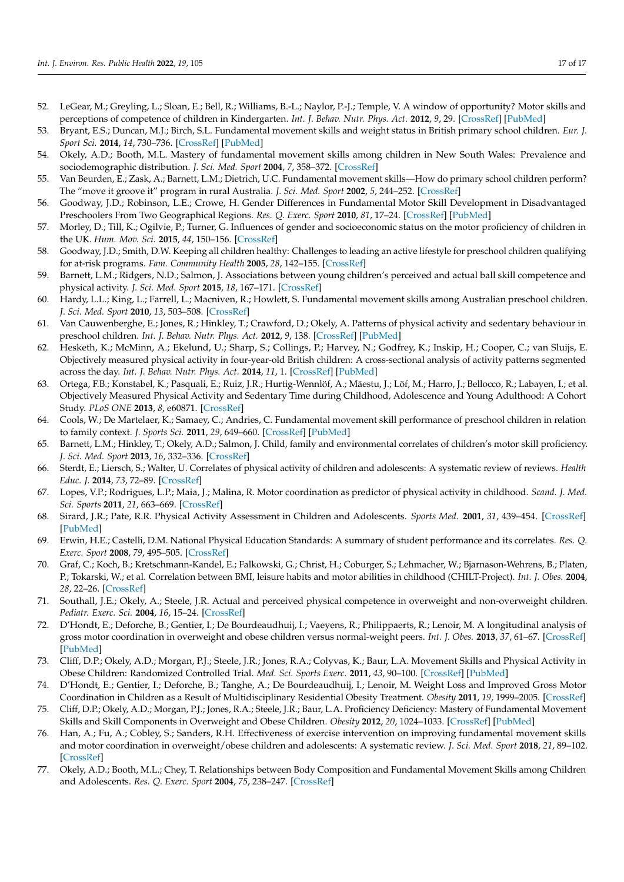52. LeGear, M.; Greyling, L.; Sloan, E.; Bell, R.; Williams, B.-L.; Naylor, P.-J.; Temple, V. A window of opportunity? Motor skills and perceptions of competence of children in Kindergarten. *Int. J. Behav. Nutr. Phys. Act.* **2012**, *9*, 29. [CrossRef] [PubMed]
53. Bryant, E.S.; Duncan, M.J.; Birch, S.L. Fundamental movement skills and weight status in British primary school children. *Eur. J. Sport Sci.* **2014**, *14*, 730–736. [CrossRef] [PubMed]
54. Okely, A.D.; Booth, M.L. Mastery of fundamental movement skills among children in New South Wales: Prevalence and sociodemographic distribution. *J. Sci. Med. Sport* **2004**, *7*, 358–372. [CrossRef]
55. Van Beurden, E.; Zask, A.; Barnett, L.M.; Dietrich, U.C. Fundamental movement skills—How do primary school children perform? The "move it groove it" program in rural Australia. *J. Sci. Med. Sport* **2002**, *5*, 244–252. [CrossRef]
56. Goodway, J.D.; Robinson, L.E.; Crowe, H. Gender Differences in Fundamental Motor Skill Development in Disadvantaged Preschoolers From Two Geographical Regions. *Res. Q. Exerc. Sport* **2010**, *81*, 17–24. [CrossRef] [PubMed]
57. Morley, D.; Till, K.; Ogilvie, P.; Turner, G. Influences of gender and socioeconomic status on the motor proficiency of children in the UK. *Hum. Mov. Sci.* **2015**, *44*, 150–156. [CrossRef]
58. Goodway, J.D.; Smith, D.W. Keeping all children healthy: Challenges to leading an active lifestyle for preschool children qualifying for at-risk programs. *Fam. Community Health* **2005**, *28*, 142–155. [CrossRef]
59. Barnett, L.M.; Ridgers, N.D.; Salmon, J. Associations between young children's perceived and actual ball skill competence and physical activity. *J. Sci. Med. Sport* **2015**, *18*, 167–171. [CrossRef]
60. Hardy, L.L.; King, L.; Farrell, L.; Macniven, R.; Howlett, S. Fundamental movement skills among Australian preschool children. *J. Sci. Med. Sport* **2010**, *13*, 503–508. [CrossRef]
61. Van Cauwenberghe, E.; Jones, R.; Hinkley, T.; Crawford, D.; Okely, A. Patterns of physical activity and sedentary behaviour in preschool children. *Int. J. Behav. Nutr. Phys. Act.* **2012**, *9*, 138. [CrossRef] [PubMed]
62. Hesketh, K.; McMinn, A.; Ekelund, U.; Sharp, S.; Collings, P.; Harvey, N.; Godfrey, K.; Inskip, H.; Cooper, C.; van Sluijs, E. Objectively measured physical activity in four-year-old British children: A cross-sectional analysis of activity patterns segmented across the day. *Int. J. Behav. Nutr. Phys. Act.* **2014**, *11*, 1. [CrossRef] [PubMed]
63. Ortega, F.B.; Konstabel, K.; Pasquali, E.; Ruiz, J.R.; Hurtig-Wennlöf, A.; Mäestu, J.; Löf, M.; Harro, J.; Bellocco, R.; Labayen, I.; et al. Objectively Measured Physical Activity and Sedentary Time during Childhood, Adolescence and Young Adulthood: A Cohort Study. *PLoS ONE* **2013**, *8*, e60871. [CrossRef]
64. Cools, W.; De Martelaer, K.; Samaey, C.; Andries, C. Fundamental movement skill performance of preschool children in relation to family context. *J. Sports Sci.* **2011**, *29*, 649–660. [CrossRef] [PubMed]
65. Barnett, L.M.; Hinkley, T.; Okely, A.D.; Salmon, J. Child, family and environmental correlates of children's motor skill proficiency. *J. Sci. Med. Sport* **2013**, *16*, 332–336. [CrossRef]
66. Sterdt, E.; Liersch, S.; Walter, U. Correlates of physical activity of children and adolescents: A systematic review of reviews. *Health Educ. J.* **2014**, *73*, 72–89. [CrossRef]
67. Lopes, V.P.; Rodrigues, L.P.; Maia, J.; Malina, R. Motor coordination as predictor of physical activity in childhood. *Scand. J. Med. Sci. Sports* **2011**, *21*, 663–669. [CrossRef]
68. Sirard, J.R.; Pate, R.R. Physical Activity Assessment in Children and Adolescents. *Sports Med.* **2001**, *31*, 439–454. [CrossRef] [PubMed]
69. Erwin, H.E.; Castelli, D.M. National Physical Education Standards: A summary of student performance and its correlates. *Res. Q. Exerc. Sport* **2008**, *79*, 495–505. [CrossRef]
70. Graf, C.; Koch, B.; Kretschmann-Kandel, E.; Falkowski, G.; Christ, H.; Coburger, S.; Lehmacher, W.; Bjarnason-Wehrens, B.; Platen, P.; Tokarski, W.; et al. Correlation between BMI, leisure habits and motor abilities in childhood (CHILT-Project). *Int. J. Obes.* **2004**, *28*, 22–26. [CrossRef]
71. Southall, J.E.; Okely, A.; Steele, J.R. Actual and perceived physical competence in overweight and non-overweight children. *Pediatr. Exerc. Sci.* **2004**, *16*, 15–24. [CrossRef]
72. D'Hondt, E.; Deforche, B.; Gentier, I.; De Bourdeaudhuij, I.; Vaeyens, R.; Philippaerts, R.; Lenoir, M. A longitudinal analysis of gross motor coordination in overweight and obese children versus normal-weight peers. *Int. J. Obes.* **2013**, *37*, 61–67. [CrossRef] [PubMed]
73. Cliff, D.P.; Okely, A.D.; Morgan, P.J.; Steele, J.R.; Jones, R.A.; Colyvas, K.; Baur, L.A. Movement Skills and Physical Activity in Obese Children: Randomized Controlled Trial. *Med. Sci. Sports Exerc.* **2011**, *43*, 90–100. [CrossRef] [PubMed]
74. D'Hondt, E.; Gentier, I.; Deforche, B.; Tanghe, A.; De Bourdeaudhuij, I.; Lenoir, M. Weight Loss and Improved Gross Motor Coordination in Children as a Result of Multidisciplinary Residential Obesity Treatment. *Obesity* **2011**, *19*, 1999–2005. [CrossRef]
75. Cliff, D.P.; Okely, A.D.; Morgan, P.J.; Jones, R.A.; Steele, J.R.; Baur, L.A. Proficiency Deficiency: Mastery of Fundamental Movement Skills and Skill Components in Overweight and Obese Children. *Obesity* **2012**, *20*, 1024–1033. [CrossRef] [PubMed]
76. Han, A.; Fu, A.; Cobley, S.; Sanders, R.H. Effectiveness of exercise intervention on improving fundamental movement skills and motor coordination in overweight/obese children and adolescents: A systematic review. *J. Sci. Med. Sport* **2018**, *21*, 89–102. [CrossRef]
77. Okely, A.D.; Booth, M.L.; Chey, T. Relationships between Body Composition and Fundamental Movement Skills among Children and Adolescents. *Res. Q. Exerc. Sport* **2004**, *75*, 238–247. [CrossRef]